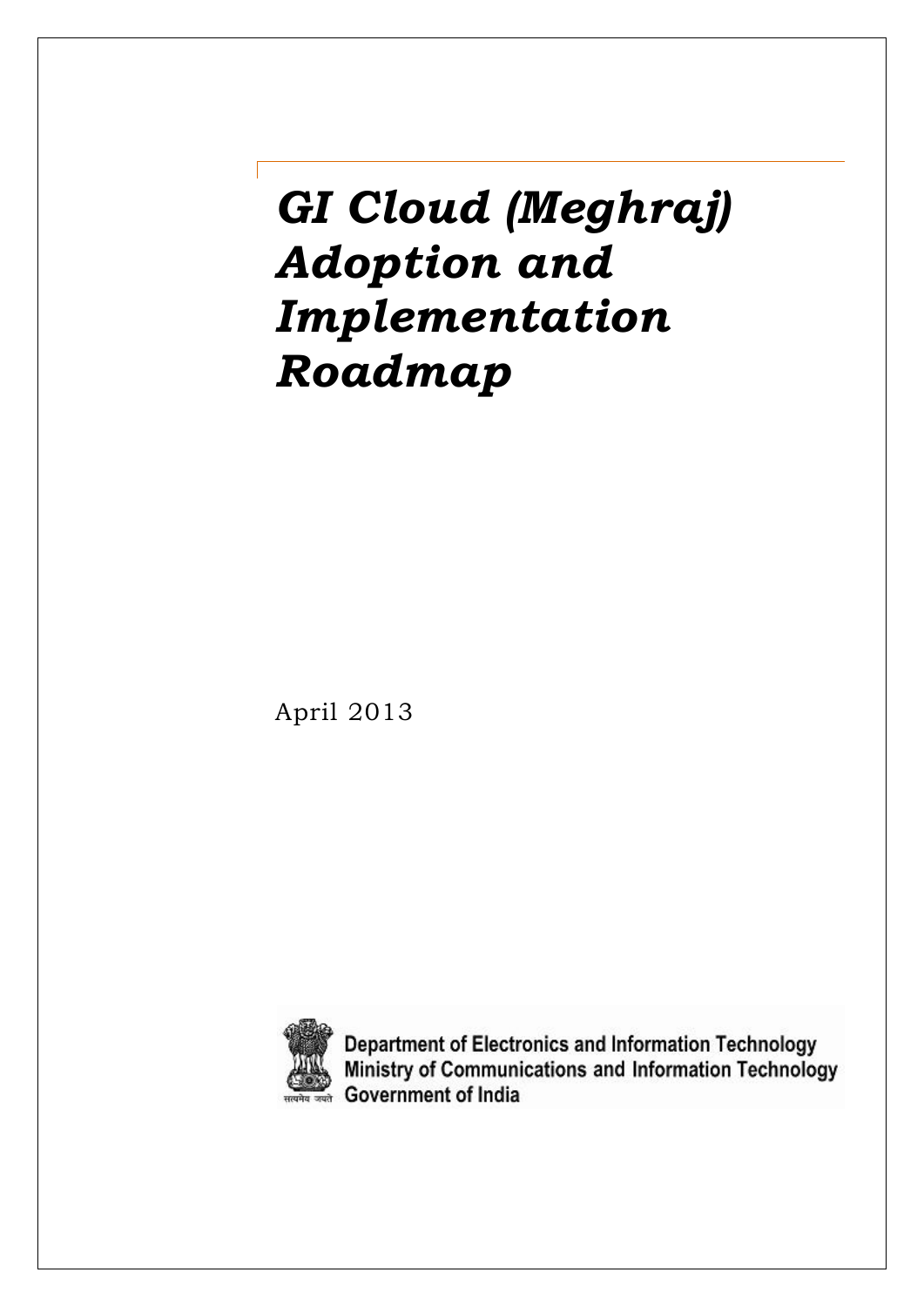# *GI Cloud (Meghraj) Adoption and Implementation Roadmap*

April 2013

सत्यमेव जयते

Department of Electronics and Information Technology
Ministry of Communications and Information Technology
Government of India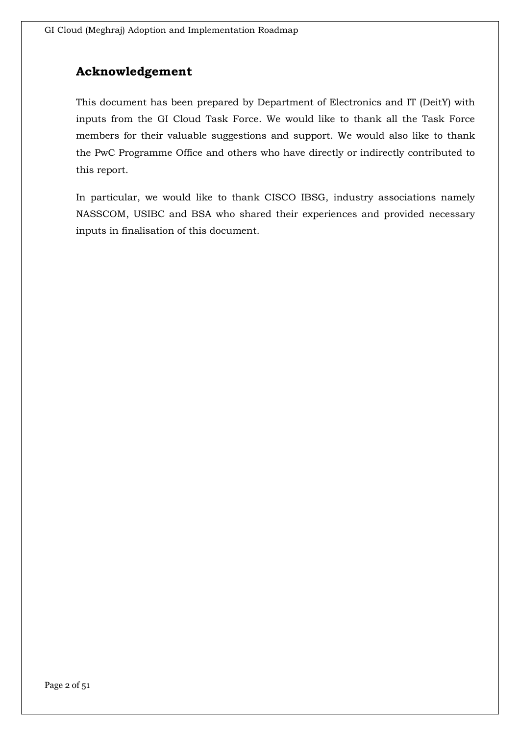## Acknowledgement

This document has been prepared by Department of Electronics and IT (DeitY) with inputs from the GI Cloud Task Force. We would like to thank all the Task Force members for their valuable suggestions and support. We would also like to thank the PwC Programme Office and others who have directly or indirectly contributed to this report.

In particular, we would like to thank CISCO IBSG, industry associations namely NASSCOM, USIBC and BSA who shared their experiences and provided necessary inputs in finalisation of this document.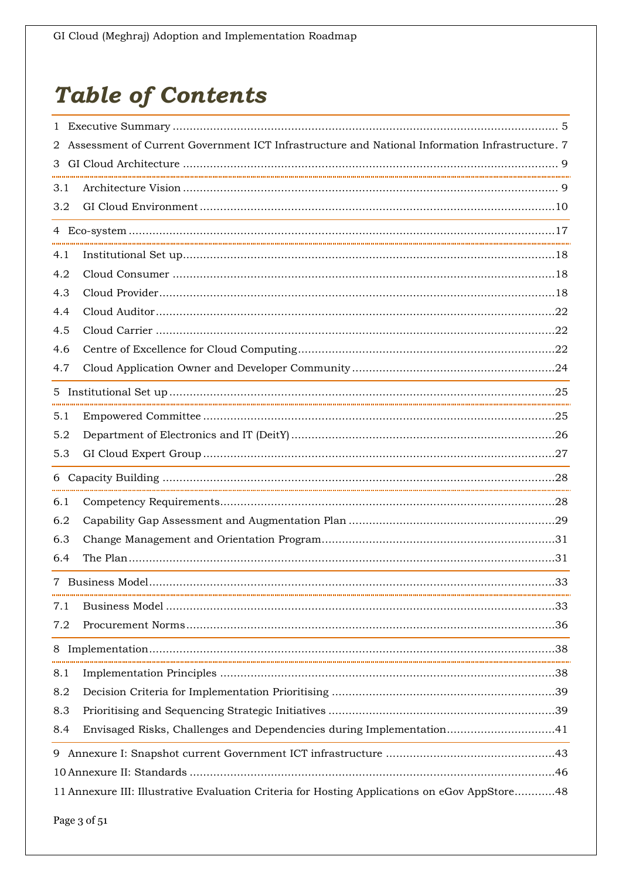# Table of Contents

1 Executive Summary ........................................................................................................ 5

2 Assessment of Current Government ICT Infrastructure and National Information Infrastructure . 7

3 GI Cloud Architecture ..................................................................................................... 9

3.1 Architecture Vision ...................................................................................................... 9

3.2 GI Cloud Environment .................................................................................................10

4 Eco-system ....................................................................................................................17

4.1 Institutional Set up.......................................................................................................18

4.2 Cloud Consumer ..........................................................................................................18

4.3 Cloud Provider..............................................................................................................18

4.4 Cloud Auditor...............................................................................................................22

4.5 Cloud Carrier ...............................................................................................................22

4.6 Centre of Excellence for Cloud Computing.....................................................................22

4.7 Cloud Application Owner and Developer Community .....................................................24

5 Institutional Set up .........................................................................................................25

5.1 Empowered Committee ................................................................................................25

5.2 Department of Electronics and IT (DeitY).......................................................................26

5.3 GI Cloud Expert Group ................................................................................................27

6 Capacity Building ...........................................................................................................28

6.1 Competency Requirements...........................................................................................28

6.2 Capability Gap Assessment and Augmentation Plan ......................................................29

6.3 Change Management and Orientation Program..............................................................31

6.4 The Plan.......................................................................................................................31

7 Business Model...............................................................................................................33

7.1 Business Model ............................................................................................................33

7.2 Procurement Norms......................................................................................................36

8 Implementation...............................................................................................................38

8.1 Implementation Principles ............................................................................................38

8.2 Decision Criteria for Implementation Prioritising ............................................................39

8.3 Prioritising and Sequencing Strategic Initiatives ............................................................39

8.4 Envisaged Risks, Challenges and Dependencies during Implementation..........................41

9 Annexure I: Snapshot current Government ICT infrastructure ..........................................43

10 Annexure II: Standards ..................................................................................................46

11 Annexure III: Illustrative Evaluation Criteria for Hosting Applications on eGov AppStore............48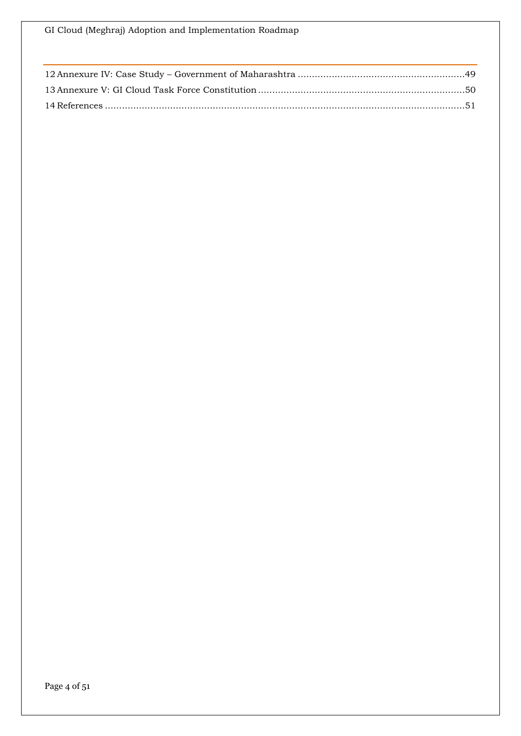12 Annexure IV: Case Study – Government of Maharashtra ..........................................................49

13 Annexure V: GI Cloud Task Force Constitution ........................................................................50

14 References ..............................................................................................................................51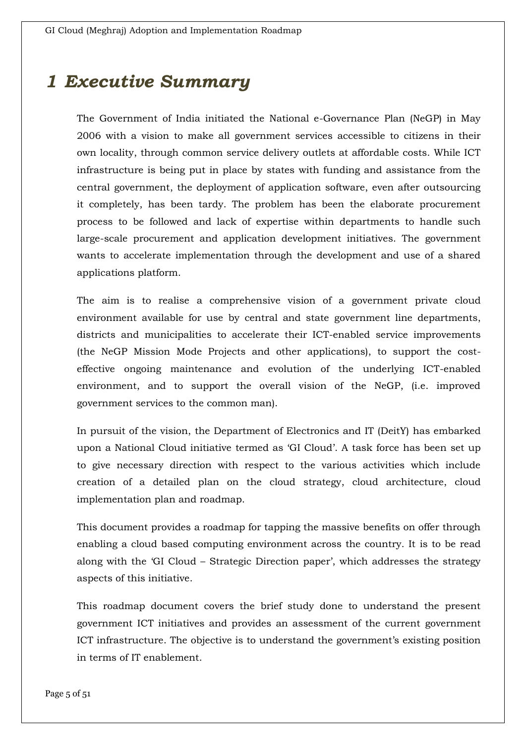# 1 Executive Summary

The Government of India initiated the National e-Governance Plan (NeGP) in May 2006 with a vision to make all government services accessible to citizens in their own locality, through common service delivery outlets at affordable costs. While ICT infrastructure is being put in place by states with funding and assistance from the central government, the deployment of application software, even after outsourcing it completely, has been tardy. The problem has been the elaborate procurement process to be followed and lack of expertise within departments to handle such large-scale procurement and application development initiatives. The government wants to accelerate implementation through the development and use of a shared applications platform.

The aim is to realise a comprehensive vision of a government private cloud environment available for use by central and state government line departments, districts and municipalities to accelerate their ICT-enabled service improvements (the NeGP Mission Mode Projects and other applications), to support the cost-effective ongoing maintenance and evolution of the underlying ICT-enabled environment, and to support the overall vision of the NeGP, (i.e. improved government services to the common man).

In pursuit of the vision, the Department of Electronics and IT (DeitY) has embarked upon a National Cloud initiative termed as 'GI Cloud'. A task force has been set up to give necessary direction with respect to the various activities which include creation of a detailed plan on the cloud strategy, cloud architecture, cloud implementation plan and roadmap.

This document provides a roadmap for tapping the massive benefits on offer through enabling a cloud based computing environment across the country. It is to be read along with the 'GI Cloud – Strategic Direction paper', which addresses the strategy aspects of this initiative.

This roadmap document covers the brief study done to understand the present government ICT initiatives and provides an assessment of the current government ICT infrastructure. The objective is to understand the government's existing position in terms of IT enablement.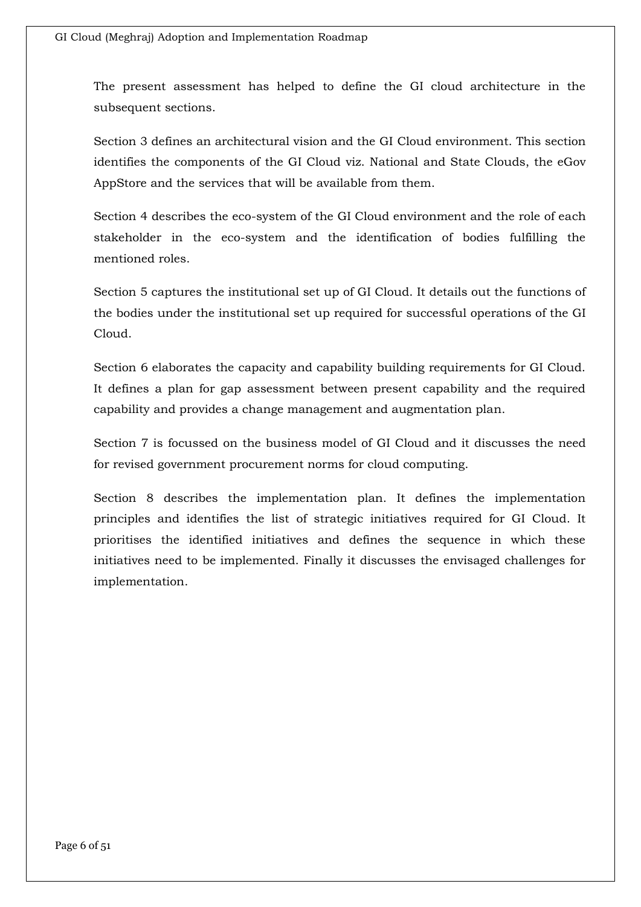The present assessment has helped to define the GI cloud architecture in the subsequent sections.

Section 3 defines an architectural vision and the GI Cloud environment. This section identifies the components of the GI Cloud viz. National and State Clouds, the eGov AppStore and the services that will be available from them.

Section 4 describes the eco-system of the GI Cloud environment and the role of each stakeholder in the eco-system and the identification of bodies fulfilling the mentioned roles.

Section 5 captures the institutional set up of GI Cloud. It details out the functions of the bodies under the institutional set up required for successful operations of the GI Cloud.

Section 6 elaborates the capacity and capability building requirements for GI Cloud. It defines a plan for gap assessment between present capability and the required capability and provides a change management and augmentation plan.

Section 7 is focussed on the business model of GI Cloud and it discusses the need for revised government procurement norms for cloud computing.

Section 8 describes the implementation plan. It defines the implementation principles and identifies the list of strategic initiatives required for GI Cloud. It prioritises the identified initiatives and defines the sequence in which these initiatives need to be implemented. Finally it discusses the envisaged challenges for implementation.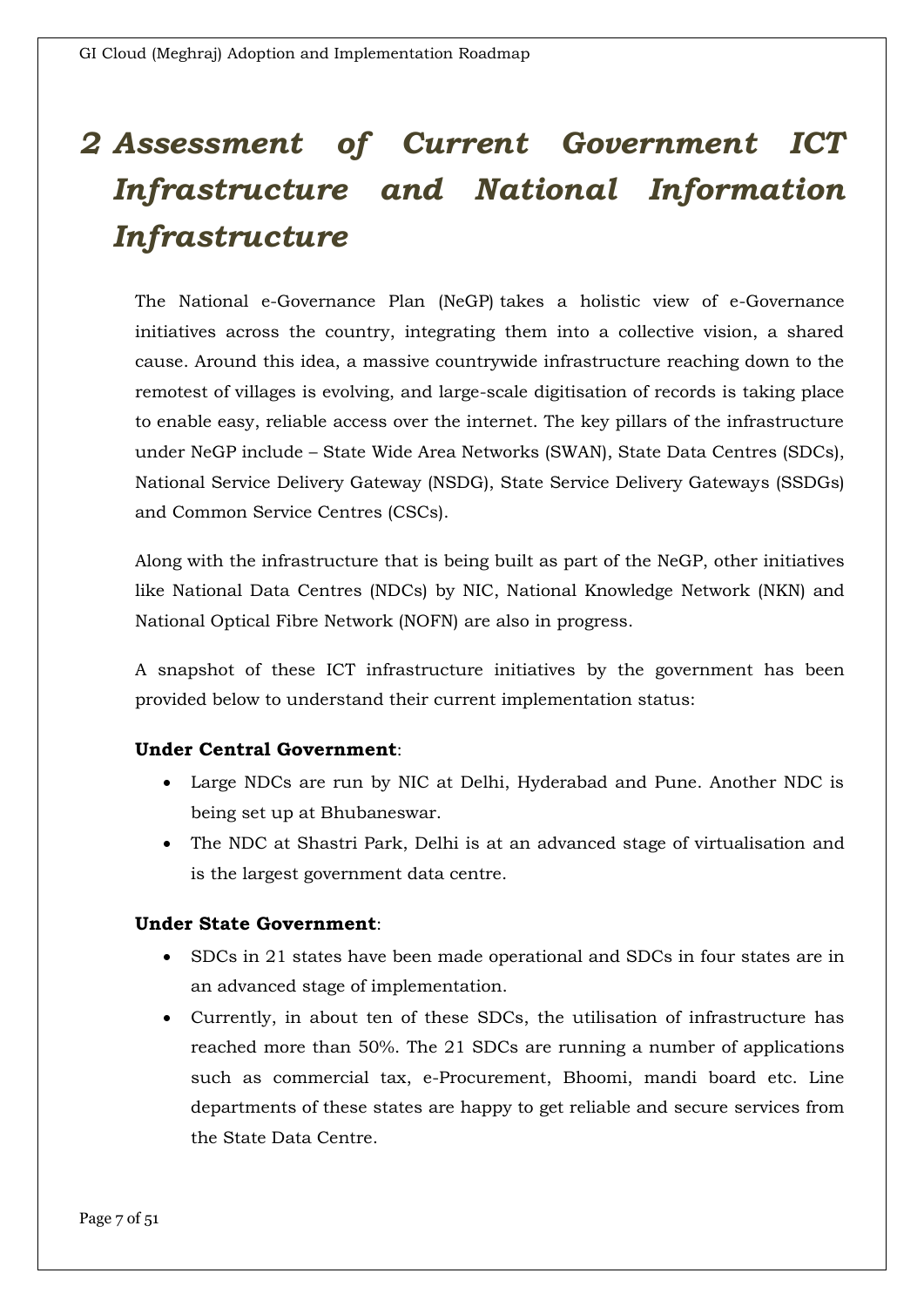# 2 Assessment of Current Government ICT Infrastructure and National Information Infrastructure

The National e-Governance Plan (NeGP) takes a holistic view of e-Governance initiatives across the country, integrating them into a collective vision, a shared cause. Around this idea, a massive countrywide infrastructure reaching down to the remotest of villages is evolving, and large-scale digitisation of records is taking place to enable easy, reliable access over the internet. The key pillars of the infrastructure under NeGP include – State Wide Area Networks (SWAN), State Data Centres (SDCs), National Service Delivery Gateway (NSDG), State Service Delivery Gateways (SSDGs) and Common Service Centres (CSCs).

Along with the infrastructure that is being built as part of the NeGP, other initiatives like National Data Centres (NDCs) by NIC, National Knowledge Network (NKN) and National Optical Fibre Network (NOFN) are also in progress.

A snapshot of these ICT infrastructure initiatives by the government has been provided below to understand their current implementation status:

**Under Central Government**:

- Large NDCs are run by NIC at Delhi, Hyderabad and Pune. Another NDC is being set up at Bhubaneswar.
- The NDC at Shastri Park, Delhi is at an advanced stage of virtualisation and is the largest government data centre.

**Under State Government**:

- SDCs in 21 states have been made operational and SDCs in four states are in an advanced stage of implementation.
- Currently, in about ten of these SDCs, the utilisation of infrastructure has reached more than 50%. The 21 SDCs are running a number of applications such as commercial tax, e-Procurement, Bhoomi, mandi board etc. Line departments of these states are happy to get reliable and secure services from the State Data Centre.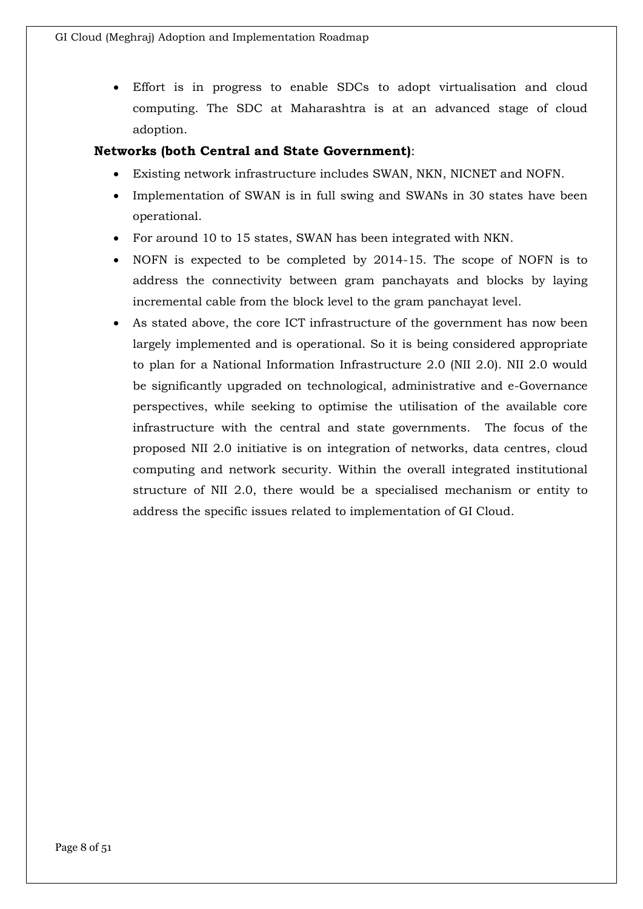- Effort is in progress to enable SDCs to adopt virtualisation and cloud computing. The SDC at Maharashtra is at an advanced stage of cloud adoption.

**Networks (both Central and State Government)**:

- Existing network infrastructure includes SWAN, NKN, NICNET and NOFN.
- Implementation of SWAN is in full swing and SWANs in 30 states have been operational.
- For around 10 to 15 states, SWAN has been integrated with NKN.
- NOFN is expected to be completed by 2014-15. The scope of NOFN is to address the connectivity between gram panchayats and blocks by laying incremental cable from the block level to the gram panchayat level.
- As stated above, the core ICT infrastructure of the government has now been largely implemented and is operational. So it is being considered appropriate to plan for a National Information Infrastructure 2.0 (NII 2.0). NII 2.0 would be significantly upgraded on technological, administrative and e-Governance perspectives, while seeking to optimise the utilisation of the available core infrastructure with the central and state governments. The focus of the proposed NII 2.0 initiative is on integration of networks, data centres, cloud computing and network security. Within the overall integrated institutional structure of NII 2.0, there would be a specialised mechanism or entity to address the specific issues related to implementation of GI Cloud.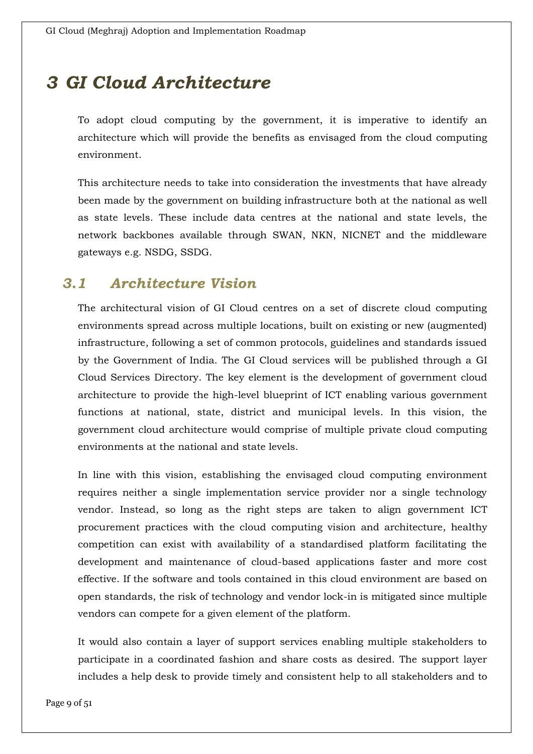# *3 GI Cloud Architecture*

To adopt cloud computing by the government, it is imperative to identify an architecture which will provide the benefits as envisaged from the cloud computing environment.

This architecture needs to take into consideration the investments that have already been made by the government on building infrastructure both at the national as well as state levels. These include data centres at the national and state levels, the network backbones available through SWAN, NKN, NICNET and the middleware gateways e.g. NSDG, SSDG.

## *3.1 Architecture Vision*

The architectural vision of GI Cloud centres on a set of discrete cloud computing environments spread across multiple locations, built on existing or new (augmented) infrastructure, following a set of common protocols, guidelines and standards issued by the Government of India. The GI Cloud services will be published through a GI Cloud Services Directory. The key element is the development of government cloud architecture to provide the high-level blueprint of ICT enabling various government functions at national, state, district and municipal levels. In this vision, the government cloud architecture would comprise of multiple private cloud computing environments at the national and state levels.

In line with this vision, establishing the envisaged cloud computing environment requires neither a single implementation service provider nor a single technology vendor. Instead, so long as the right steps are taken to align government ICT procurement practices with the cloud computing vision and architecture, healthy competition can exist with availability of a standardised platform facilitating the development and maintenance of cloud-based applications faster and more cost effective. If the software and tools contained in this cloud environment are based on open standards, the risk of technology and vendor lock-in is mitigated since multiple vendors can compete for a given element of the platform.

It would also contain a layer of support services enabling multiple stakeholders to participate in a coordinated fashion and share costs as desired. The support layer includes a help desk to provide timely and consistent help to all stakeholders and to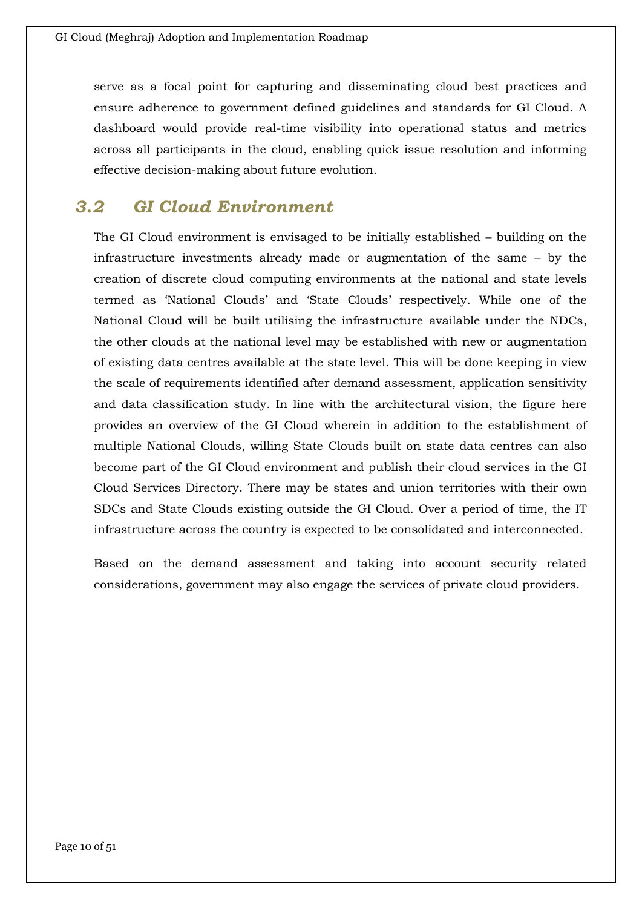serve as a focal point for capturing and disseminating cloud best practices and ensure adherence to government defined guidelines and standards for GI Cloud. A dashboard would provide real-time visibility into operational status and metrics across all participants in the cloud, enabling quick issue resolution and informing effective decision-making about future evolution.

## *3.2 GI Cloud Environment*

The GI Cloud environment is envisaged to be initially established – building on the infrastructure investments already made or augmentation of the same – by the creation of discrete cloud computing environments at the national and state levels termed as 'National Clouds' and 'State Clouds' respectively. While one of the National Cloud will be built utilising the infrastructure available under the NDCs, the other clouds at the national level may be established with new or augmentation of existing data centres available at the state level. This will be done keeping in view the scale of requirements identified after demand assessment, application sensitivity and data classification study. In line with the architectural vision, the figure here provides an overview of the GI Cloud wherein in addition to the establishment of multiple National Clouds, willing State Clouds built on state data centres can also become part of the GI Cloud environment and publish their cloud services in the GI Cloud Services Directory. There may be states and union territories with their own SDCs and State Clouds existing outside the GI Cloud. Over a period of time, the IT infrastructure across the country is expected to be consolidated and interconnected.

Based on the demand assessment and taking into account security related considerations, government may also engage the services of private cloud providers.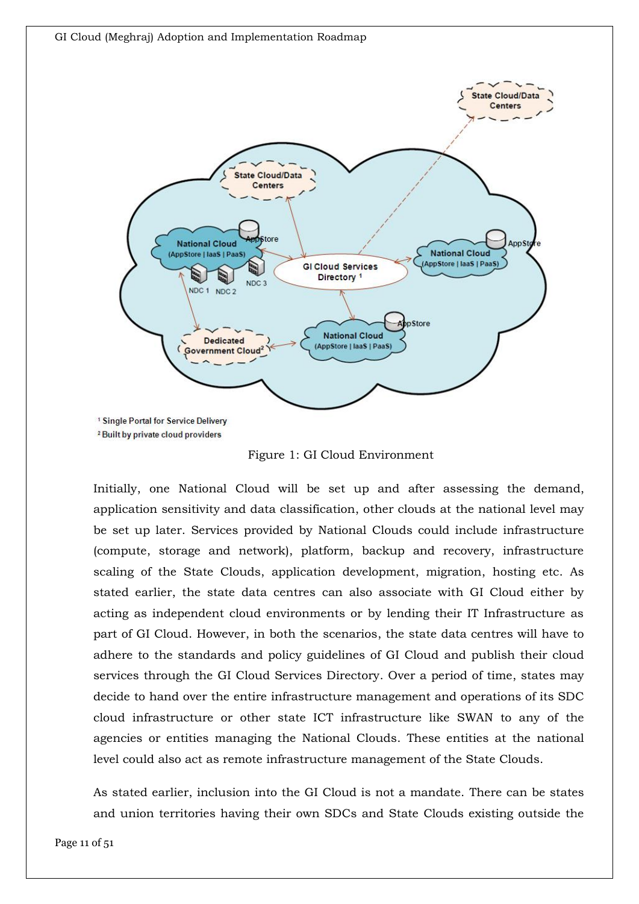¹ Single Portal for Service Delivery
² Built by private cloud providers

Figure 1: GI Cloud Environment

Initially, one National Cloud will be set up and after assessing the demand, application sensitivity and data classification, other clouds at the national level may be set up later. Services provided by National Clouds could include infrastructure (compute, storage and network), platform, backup and recovery, infrastructure scaling of the State Clouds, application development, migration, hosting etc. As stated earlier, the state data centres can also associate with GI Cloud either by acting as independent cloud environments or by lending their IT Infrastructure as part of GI Cloud. However, in both the scenarios, the state data centres will have to adhere to the standards and policy guidelines of GI Cloud and publish their cloud services through the GI Cloud Services Directory. Over a period of time, states may decide to hand over the entire infrastructure management and operations of its SDC cloud infrastructure or other state ICT infrastructure like SWAN to any of the agencies or entities managing the National Clouds. These entities at the national level could also act as remote infrastructure management of the State Clouds.

As stated earlier, inclusion into the GI Cloud is not a mandate. There can be states and union territories having their own SDCs and State Clouds existing outside the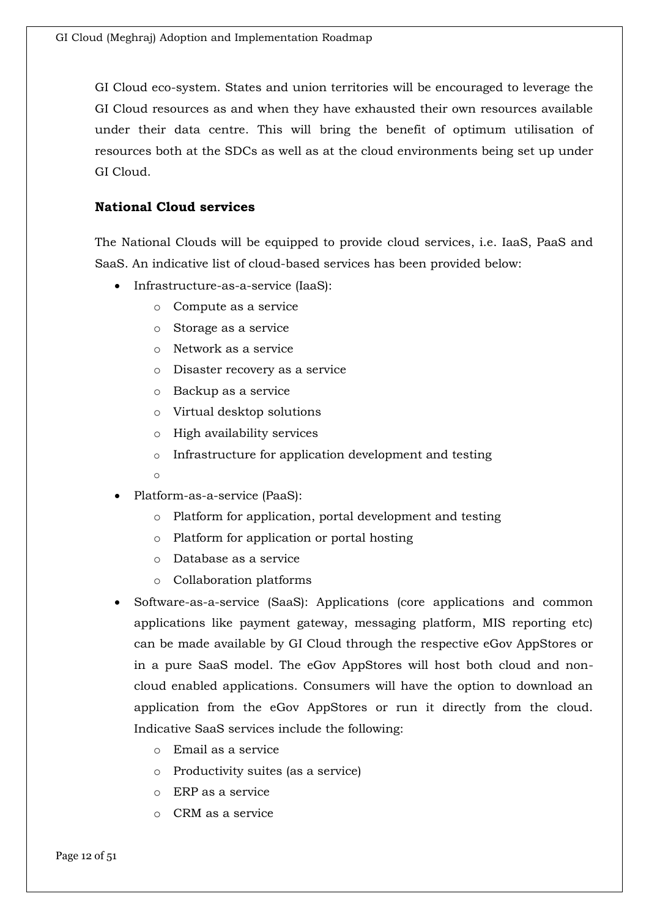GI Cloud eco-system. States and union territories will be encouraged to leverage the GI Cloud resources as and when they have exhausted their own resources available under their data centre. This will bring the benefit of optimum utilisation of resources both at the SDCs as well as at the cloud environments being set up under GI Cloud.

**National Cloud services**

The National Clouds will be equipped to provide cloud services, i.e. IaaS, PaaS and SaaS. An indicative list of cloud-based services has been provided below:

- Infrastructure-as-a-service (IaaS):
  - Compute as a service
  - Storage as a service
  - Network as a service
  - Disaster recovery as a service
  - Backup as a service
  - Virtual desktop solutions
  - High availability services
  - Infrastructure for application development and testing
- Platform-as-a-service (PaaS):
  - Platform for application, portal development and testing
  - Platform for application or portal hosting
  - Database as a service
  - Collaboration platforms
- Software-as-a-service (SaaS): Applications (core applications and common applications like payment gateway, messaging platform, MIS reporting etc) can be made available by GI Cloud through the respective eGov AppStores or in a pure SaaS model. The eGov AppStores will host both cloud and non-cloud enabled applications. Consumers will have the option to download an application from the eGov AppStores or run it directly from the cloud. Indicative SaaS services include the following:
  - Email as a service
  - Productivity suites (as a service)
  - ERP as a service
  - CRM as a service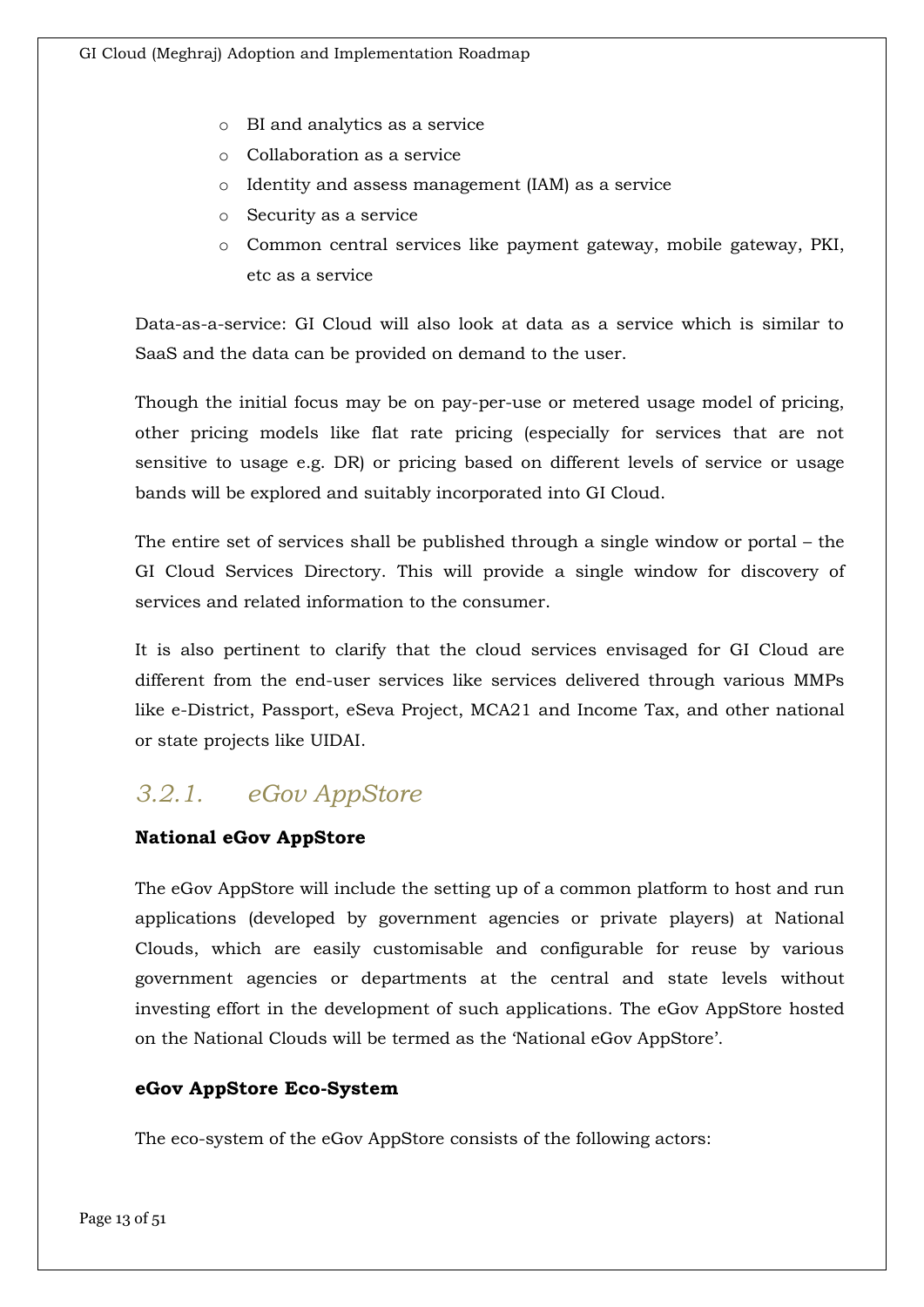- BI and analytics as a service
- Collaboration as a service
- Identity and assess management (IAM) as a service
- Security as a service
- Common central services like payment gateway, mobile gateway, PKI, etc as a service

Data-as-a-service: GI Cloud will also look at data as a service which is similar to SaaS and the data can be provided on demand to the user.

Though the initial focus may be on pay-per-use or metered usage model of pricing, other pricing models like flat rate pricing (especially for services that are not sensitive to usage e.g. DR) or pricing based on different levels of service or usage bands will be explored and suitably incorporated into GI Cloud.

The entire set of services shall be published through a single window or portal – the GI Cloud Services Directory. This will provide a single window for discovery of services and related information to the consumer.

It is also pertinent to clarify that the cloud services envisaged for GI Cloud are different from the end-user services like services delivered through various MMPs like e-District, Passport, eSeva Project, MCA21 and Income Tax, and other national or state projects like UIDAI.

### *3.2.1. eGov AppStore*

**National eGov AppStore**

The eGov AppStore will include the setting up of a common platform to host and run applications (developed by government agencies or private players) at National Clouds, which are easily customisable and configurable for reuse by various government agencies or departments at the central and state levels without investing effort in the development of such applications. The eGov AppStore hosted on the National Clouds will be termed as the 'National eGov AppStore'.

**eGov AppStore Eco-System**

The eco-system of the eGov AppStore consists of the following actors: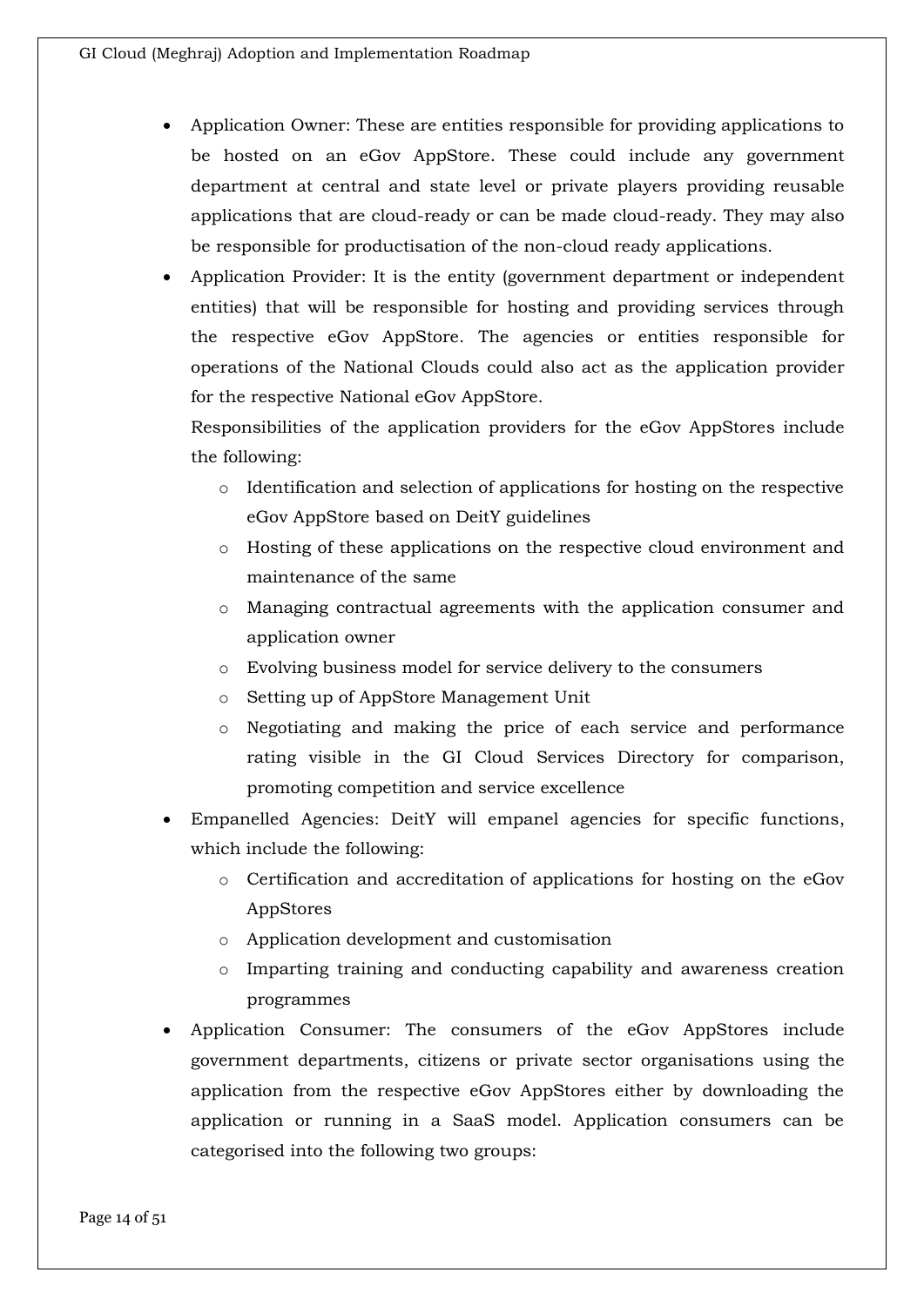- Application Owner: These are entities responsible for providing applications to be hosted on an eGov AppStore. These could include any government department at central and state level or private players providing reusable applications that are cloud-ready or can be made cloud-ready. They may also be responsible for productisation of the non-cloud ready applications.
- Application Provider: It is the entity (government department or independent entities) that will be responsible for hosting and providing services through the respective eGov AppStore. The agencies or entities responsible for operations of the National Clouds could also act as the application provider for the respective National eGov AppStore.

  Responsibilities of the application providers for the eGov AppStores include the following:
  - Identification and selection of applications for hosting on the respective eGov AppStore based on DeitY guidelines
  - Hosting of these applications on the respective cloud environment and maintenance of the same
  - Managing contractual agreements with the application consumer and application owner
  - Evolving business model for service delivery to the consumers
  - Setting up of AppStore Management Unit
  - Negotiating and making the price of each service and performance rating visible in the GI Cloud Services Directory for comparison, promoting competition and service excellence
- Empanelled Agencies: DeitY will empanel agencies for specific functions, which include the following:
  - Certification and accreditation of applications for hosting on the eGov AppStores
  - Application development and customisation
  - Imparting training and conducting capability and awareness creation programmes
- Application Consumer: The consumers of the eGov AppStores include government departments, citizens or private sector organisations using the application from the respective eGov AppStores either by downloading the application or running in a SaaS model. Application consumers can be categorised into the following two groups: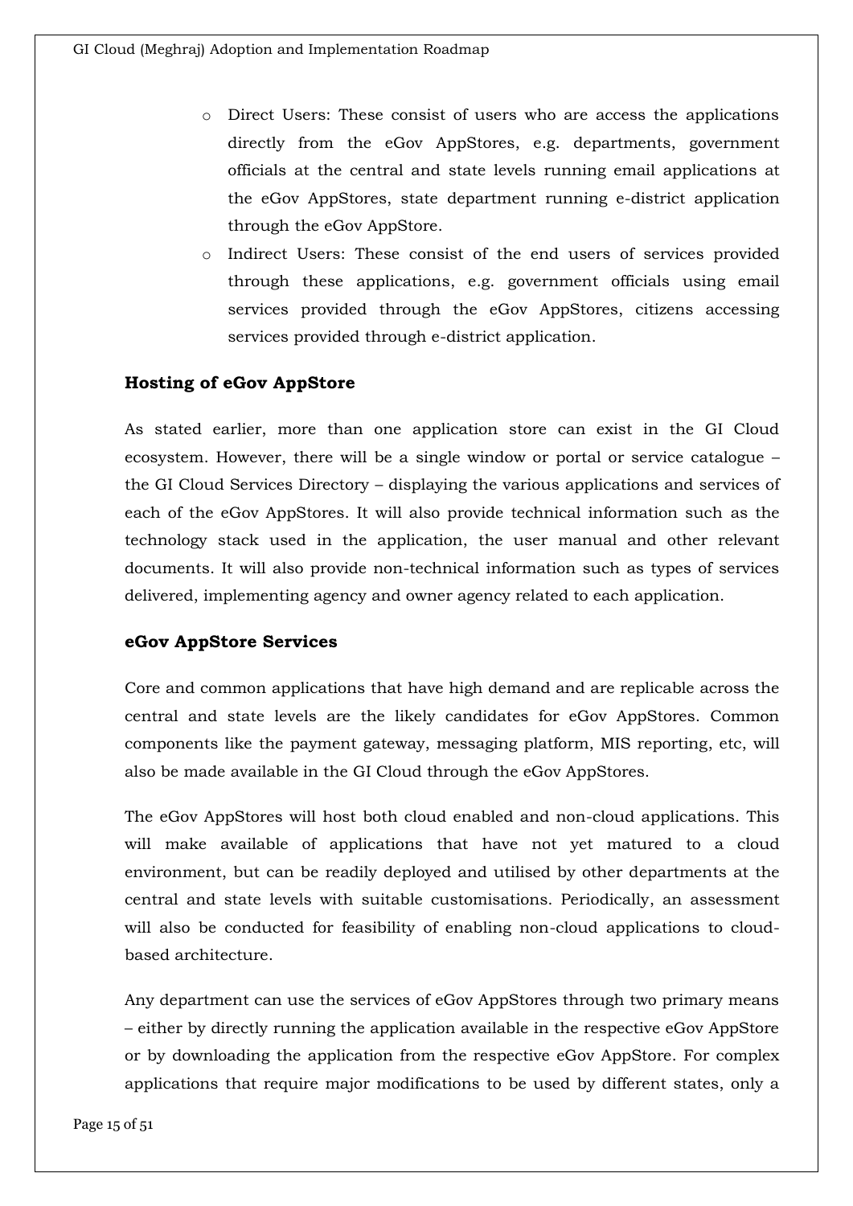- Direct Users: These consist of users who are access the applications directly from the eGov AppStores, e.g. departments, government officials at the central and state levels running email applications at the eGov AppStores, state department running e-district application through the eGov AppStore.
- Indirect Users: These consist of the end users of services provided through these applications, e.g. government officials using email services provided through the eGov AppStores, citizens accessing services provided through e-district application.

### Hosting of eGov AppStore

As stated earlier, more than one application store can exist in the GI Cloud ecosystem. However, there will be a single window or portal or service catalogue – the GI Cloud Services Directory – displaying the various applications and services of each of the eGov AppStores. It will also provide technical information such as the technology stack used in the application, the user manual and other relevant documents. It will also provide non-technical information such as types of services delivered, implementing agency and owner agency related to each application.

### eGov AppStore Services

Core and common applications that have high demand and are replicable across the central and state levels are the likely candidates for eGov AppStores. Common components like the payment gateway, messaging platform, MIS reporting, etc, will also be made available in the GI Cloud through the eGov AppStores.

The eGov AppStores will host both cloud enabled and non-cloud applications. This will make available of applications that have not yet matured to a cloud environment, but can be readily deployed and utilised by other departments at the central and state levels with suitable customisations. Periodically, an assessment will also be conducted for feasibility of enabling non-cloud applications to cloud-based architecture.

Any department can use the services of eGov AppStores through two primary means – either by directly running the application available in the respective eGov AppStore or by downloading the application from the respective eGov AppStore. For complex applications that require major modifications to be used by different states, only a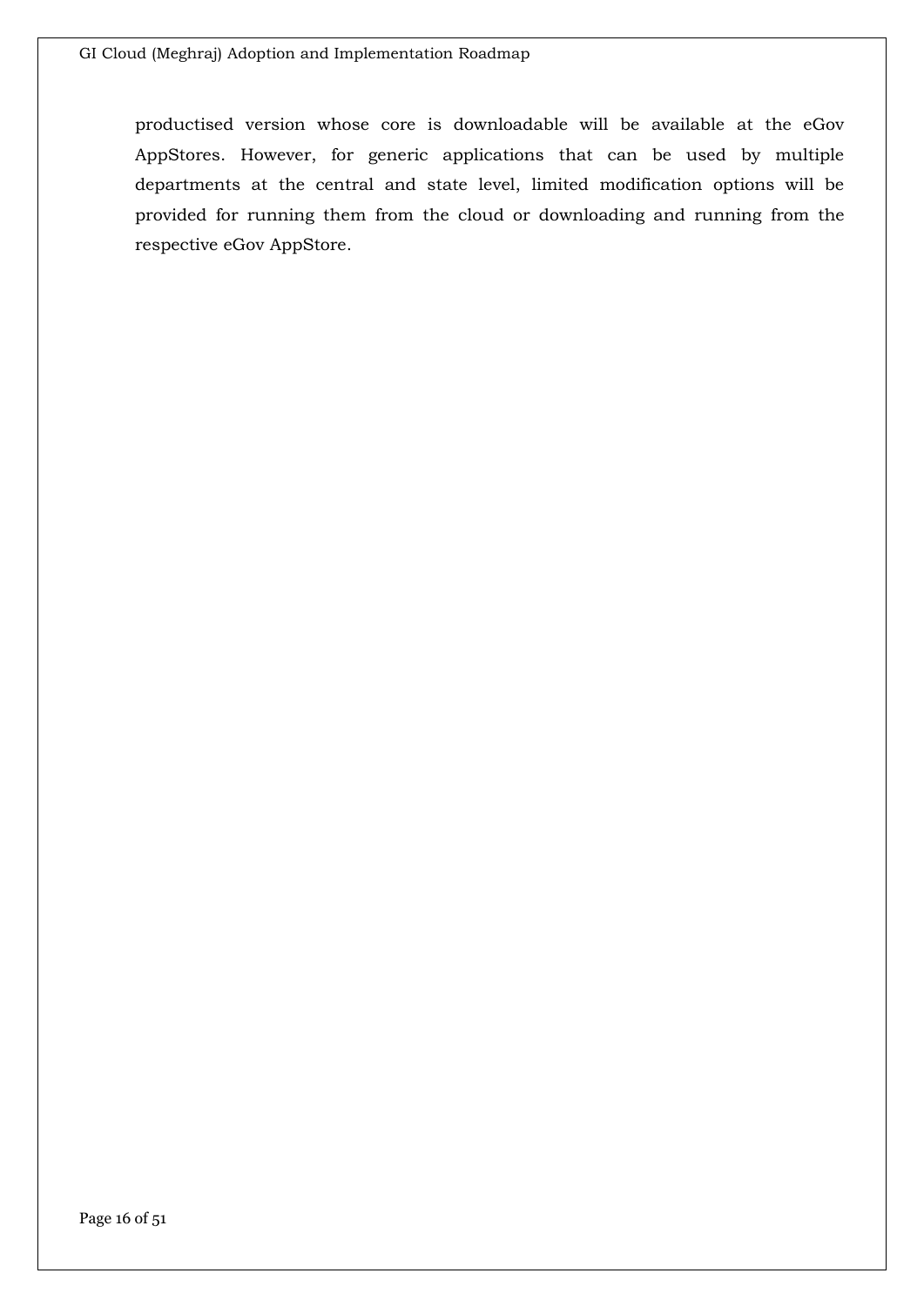productised version whose core is downloadable will be available at the eGov AppStores. However, for generic applications that can be used by multiple departments at the central and state level, limited modification options will be provided for running them from the cloud or downloading and running from the respective eGov AppStore.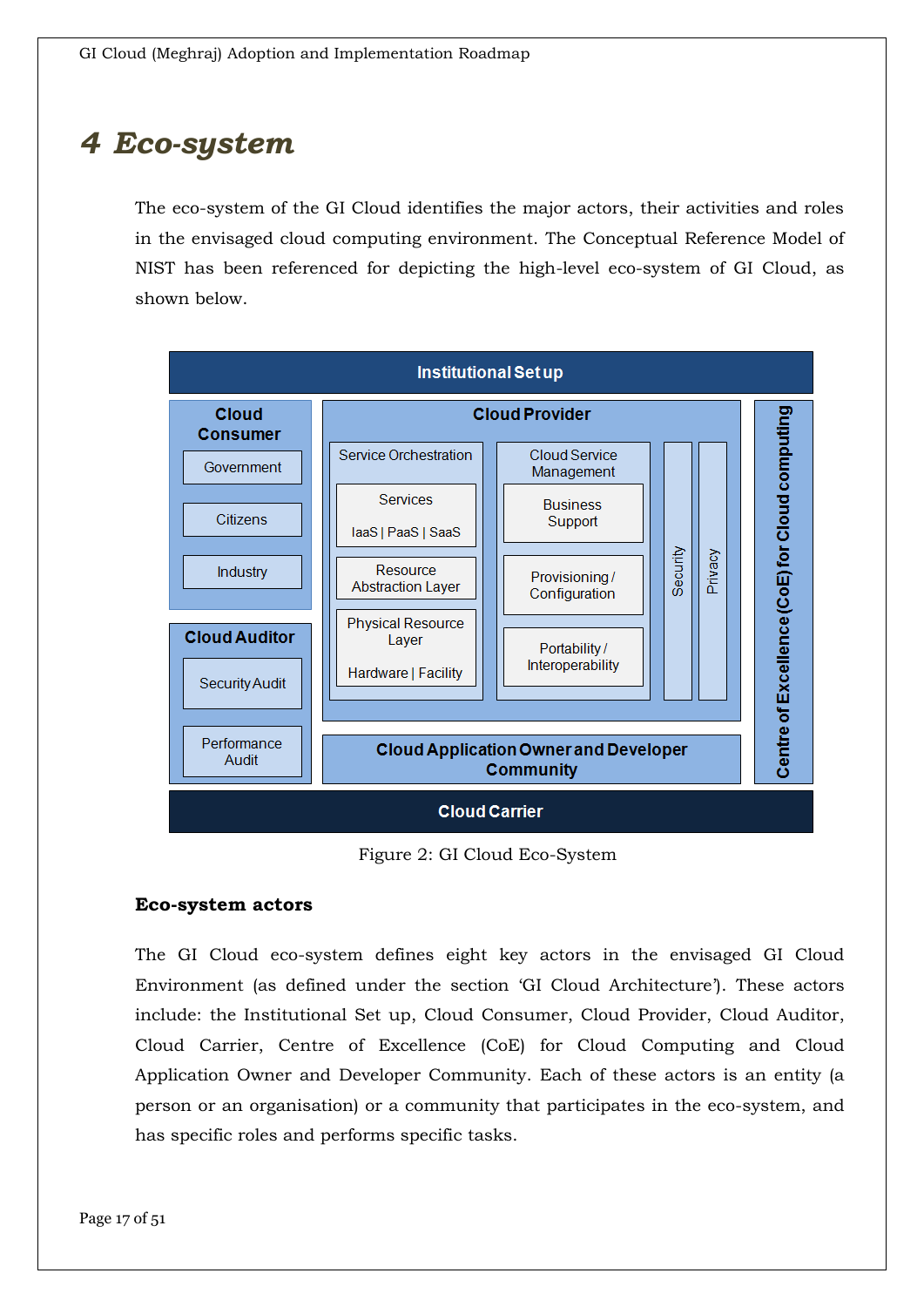# 4 Eco-system

The eco-system of the GI Cloud identifies the major actors, their activities and roles in the envisaged cloud computing environment. The Conceptual Reference Model of NIST has been referenced for depicting the high-level eco-system of GI Cloud, as shown below.

Figure 2: GI Cloud Eco-System

**Eco-system actors**

The GI Cloud eco-system defines eight key actors in the envisaged GI Cloud Environment (as defined under the section 'GI Cloud Architecture'). These actors include: the Institutional Set up, Cloud Consumer, Cloud Provider, Cloud Auditor, Cloud Carrier, Centre of Excellence (CoE) for Cloud Computing and Cloud Application Owner and Developer Community. Each of these actors is an entity (a person or an organisation) or a community that participates in the eco-system, and has specific roles and performs specific tasks.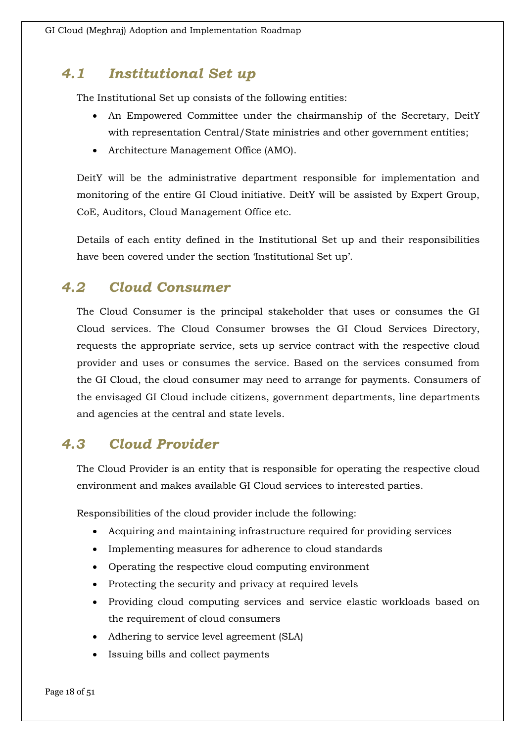## *4.1 Institutional Set up*

The Institutional Set up consists of the following entities:

- An Empowered Committee under the chairmanship of the Secretary, DeitY with representation Central/State ministries and other government entities;
- Architecture Management Office (AMO).

DeitY will be the administrative department responsible for implementation and monitoring of the entire GI Cloud initiative. DeitY will be assisted by Expert Group, CoE, Auditors, Cloud Management Office etc.

Details of each entity defined in the Institutional Set up and their responsibilities have been covered under the section 'Institutional Set up'.

## *4.2 Cloud Consumer*

The Cloud Consumer is the principal stakeholder that uses or consumes the GI Cloud services. The Cloud Consumer browses the GI Cloud Services Directory, requests the appropriate service, sets up service contract with the respective cloud provider and uses or consumes the service. Based on the services consumed from the GI Cloud, the cloud consumer may need to arrange for payments. Consumers of the envisaged GI Cloud include citizens, government departments, line departments and agencies at the central and state levels.

## *4.3 Cloud Provider*

The Cloud Provider is an entity that is responsible for operating the respective cloud environment and makes available GI Cloud services to interested parties.

Responsibilities of the cloud provider include the following:

- Acquiring and maintaining infrastructure required for providing services
- Implementing measures for adherence to cloud standards
- Operating the respective cloud computing environment
- Protecting the security and privacy at required levels
- Providing cloud computing services and service elastic workloads based on the requirement of cloud consumers
- Adhering to service level agreement (SLA)
- Issuing bills and collect payments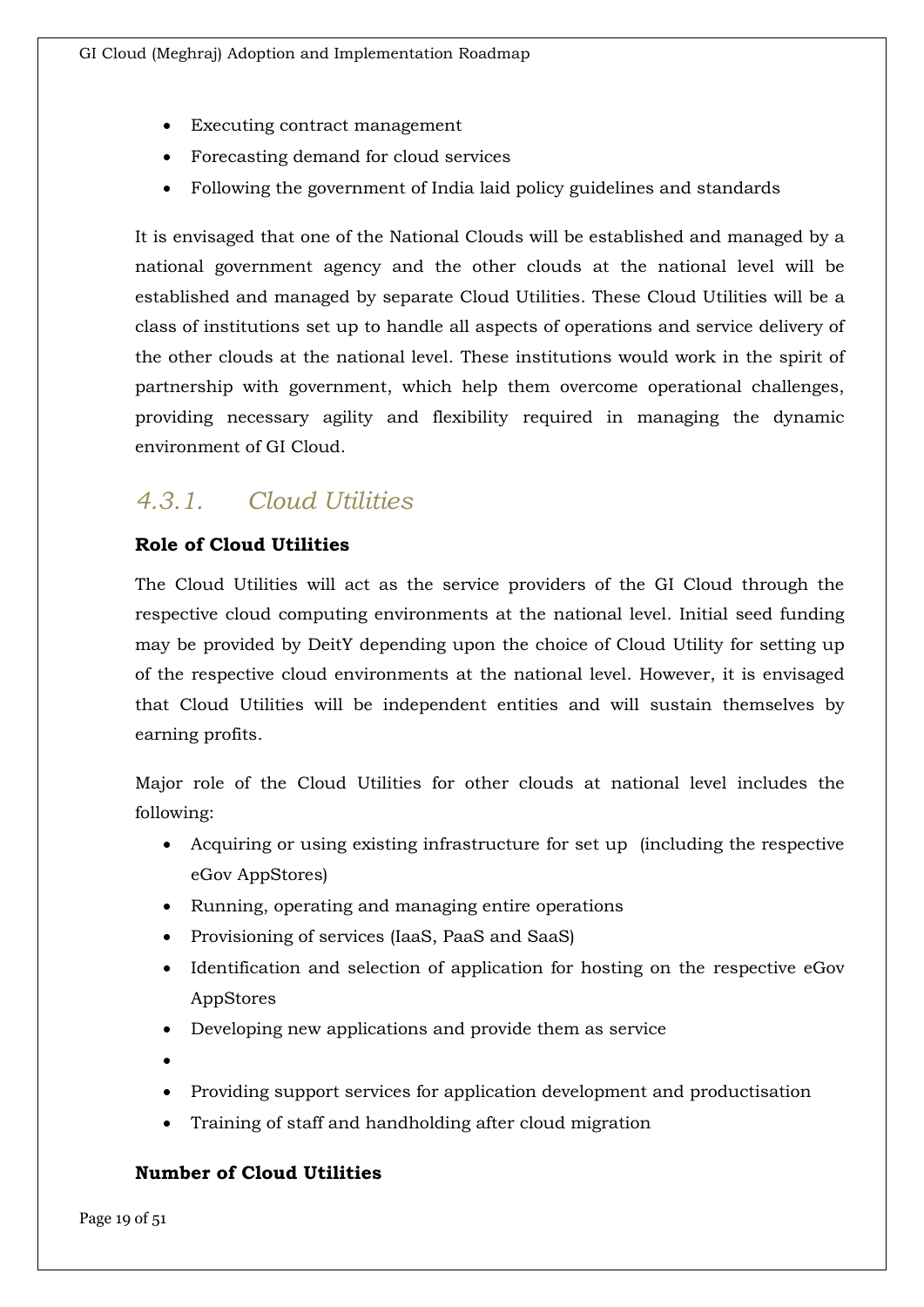- Executing contract management
- Forecasting demand for cloud services
- Following the government of India laid policy guidelines and standards

It is envisaged that one of the National Clouds will be established and managed by a national government agency and the other clouds at the national level will be established and managed by separate Cloud Utilities. These Cloud Utilities will be a class of institutions set up to handle all aspects of operations and service delivery of the other clouds at the national level. These institutions would work in the spirit of partnership with government, which help them overcome operational challenges, providing necessary agility and flexibility required in managing the dynamic environment of GI Cloud.

### *4.3.1. Cloud Utilities*

**Role of Cloud Utilities**

The Cloud Utilities will act as the service providers of the GI Cloud through the respective cloud computing environments at the national level. Initial seed funding may be provided by DeitY depending upon the choice of Cloud Utility for setting up of the respective cloud environments at the national level. However, it is envisaged that Cloud Utilities will be independent entities and will sustain themselves by earning profits.

Major role of the Cloud Utilities for other clouds at national level includes the following:

- Acquiring or using existing infrastructure for set up (including the respective eGov AppStores)
- Running, operating and managing entire operations
- Provisioning of services (IaaS, PaaS and SaaS)
- Identification and selection of application for hosting on the respective eGov AppStores
- Developing new applications and provide them as service
- 
- Providing support services for application development and productisation
- Training of staff and handholding after cloud migration

**Number of Cloud Utilities**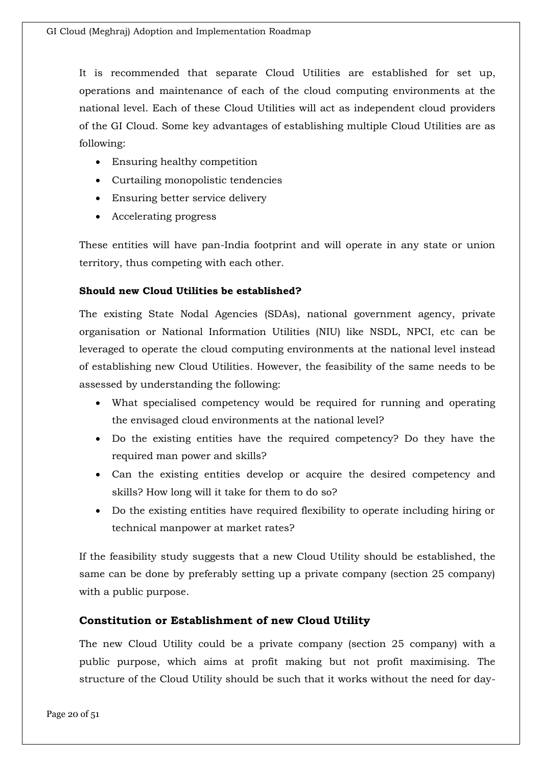It is recommended that separate Cloud Utilities are established for set up, operations and maintenance of each of the cloud computing environments at the national level. Each of these Cloud Utilities will act as independent cloud providers of the GI Cloud. Some key advantages of establishing multiple Cloud Utilities are as following:

- Ensuring healthy competition
- Curtailing monopolistic tendencies
- Ensuring better service delivery
- Accelerating progress

These entities will have pan-India footprint and will operate in any state or union territory, thus competing with each other.

**Should new Cloud Utilities be established?**

The existing State Nodal Agencies (SDAs), national government agency, private organisation or National Information Utilities (NIU) like NSDL, NPCI, etc can be leveraged to operate the cloud computing environments at the national level instead of establishing new Cloud Utilities. However, the feasibility of the same needs to be assessed by understanding the following:

- What specialised competency would be required for running and operating the envisaged cloud environments at the national level?
- Do the existing entities have the required competency? Do they have the required man power and skills?
- Can the existing entities develop or acquire the desired competency and skills? How long will it take for them to do so?
- Do the existing entities have required flexibility to operate including hiring or technical manpower at market rates?

If the feasibility study suggests that a new Cloud Utility should be established, the same can be done by preferably setting up a private company (section 25 company) with a public purpose.

### Constitution or Establishment of new Cloud Utility

The new Cloud Utility could be a private company (section 25 company) with a public purpose, which aims at profit making but not profit maximising. The structure of the Cloud Utility should be such that it works without the need for day-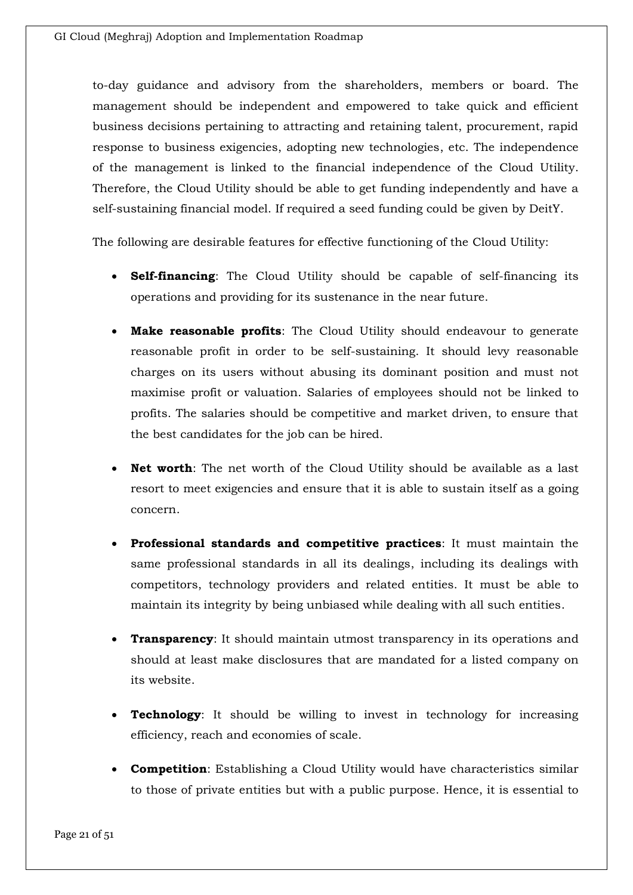to-day guidance and advisory from the shareholders, members or board. The management should be independent and empowered to take quick and efficient business decisions pertaining to attracting and retaining talent, procurement, rapid response to business exigencies, adopting new technologies, etc. The independence of the management is linked to the financial independence of the Cloud Utility. Therefore, the Cloud Utility should be able to get funding independently and have a self-sustaining financial model. If required a seed funding could be given by DeitY.

The following are desirable features for effective functioning of the Cloud Utility:

- **Self-financing**: The Cloud Utility should be capable of self-financing its operations and providing for its sustenance in the near future.
- **Make reasonable profits**: The Cloud Utility should endeavour to generate reasonable profit in order to be self-sustaining. It should levy reasonable charges on its users without abusing its dominant position and must not maximise profit or valuation. Salaries of employees should not be linked to profits. The salaries should be competitive and market driven, to ensure that the best candidates for the job can be hired.
- **Net worth**: The net worth of the Cloud Utility should be available as a last resort to meet exigencies and ensure that it is able to sustain itself as a going concern.
- **Professional standards and competitive practices**: It must maintain the same professional standards in all its dealings, including its dealings with competitors, technology providers and related entities. It must be able to maintain its integrity by being unbiased while dealing with all such entities.
- **Transparency**: It should maintain utmost transparency in its operations and should at least make disclosures that are mandated for a listed company on its website.
- **Technology**: It should be willing to invest in technology for increasing efficiency, reach and economies of scale.
- **Competition**: Establishing a Cloud Utility would have characteristics similar to those of private entities but with a public purpose. Hence, it is essential to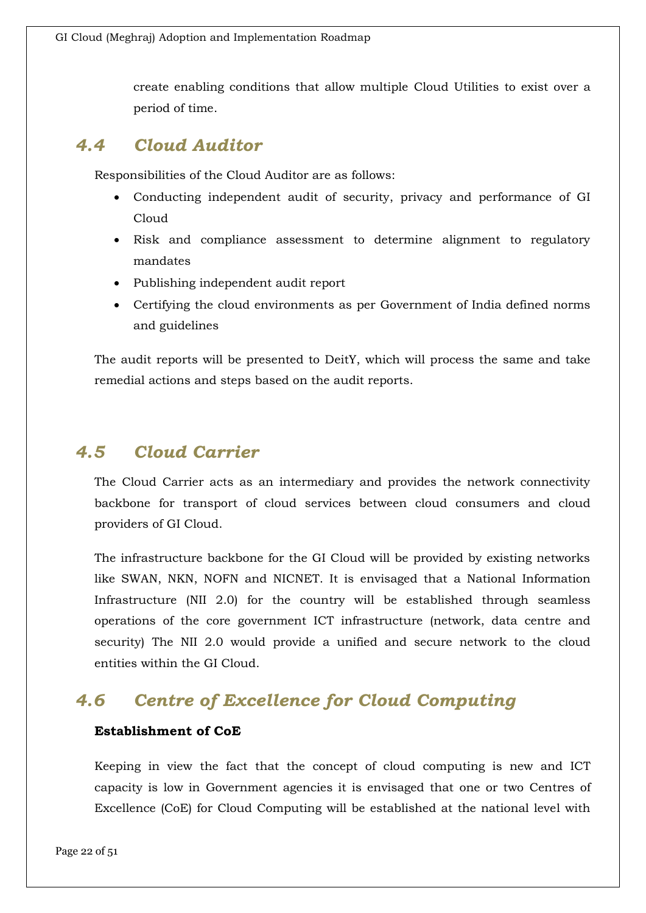create enabling conditions that allow multiple Cloud Utilities to exist over a period of time.

## *4.4 Cloud Auditor*

Responsibilities of the Cloud Auditor are as follows:

- Conducting independent audit of security, privacy and performance of GI Cloud
- Risk and compliance assessment to determine alignment to regulatory mandates
- Publishing independent audit report
- Certifying the cloud environments as per Government of India defined norms and guidelines

The audit reports will be presented to DeitY, which will process the same and take remedial actions and steps based on the audit reports.

## *4.5 Cloud Carrier*

The Cloud Carrier acts as an intermediary and provides the network connectivity backbone for transport of cloud services between cloud consumers and cloud providers of GI Cloud.

The infrastructure backbone for the GI Cloud will be provided by existing networks like SWAN, NKN, NOFN and NICNET. It is envisaged that a National Information Infrastructure (NII 2.0) for the country will be established through seamless operations of the core government ICT infrastructure (network, data centre and security) The NII 2.0 would provide a unified and secure network to the cloud entities within the GI Cloud.

## *4.6 Centre of Excellence for Cloud Computing*

**Establishment of CoE**

Keeping in view the fact that the concept of cloud computing is new and ICT capacity is low in Government agencies it is envisaged that one or two Centres of Excellence (CoE) for Cloud Computing will be established at the national level with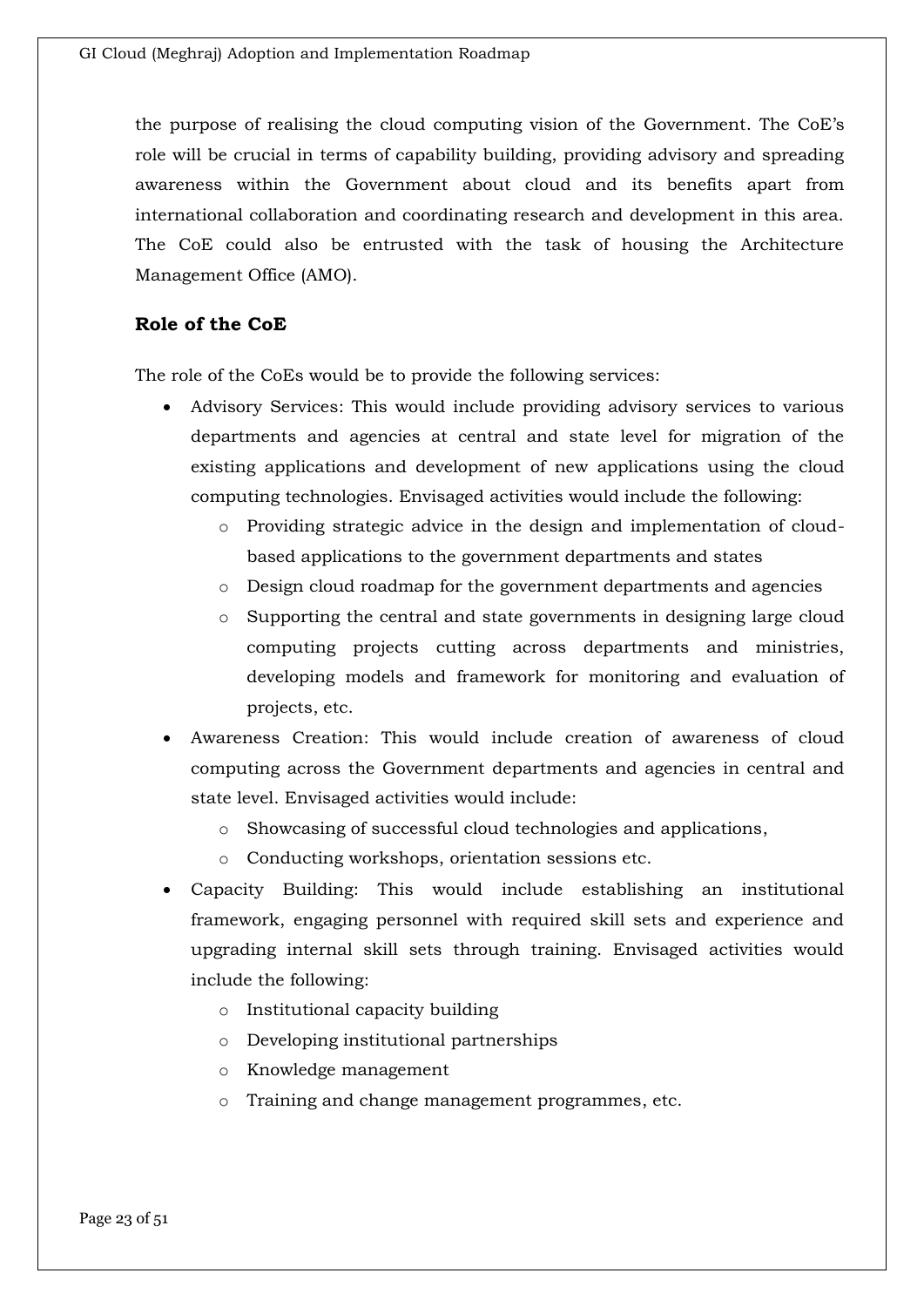the purpose of realising the cloud computing vision of the Government. The CoE's role will be crucial in terms of capability building, providing advisory and spreading awareness within the Government about cloud and its benefits apart from international collaboration and coordinating research and development in this area. The CoE could also be entrusted with the task of housing the Architecture Management Office (AMO).

**Role of the CoE**

The role of the CoEs would be to provide the following services:

- Advisory Services: This would include providing advisory services to various departments and agencies at central and state level for migration of the existing applications and development of new applications using the cloud computing technologies. Envisaged activities would include the following:
  - Providing strategic advice in the design and implementation of cloud-based applications to the government departments and states
  - Design cloud roadmap for the government departments and agencies
  - Supporting the central and state governments in designing large cloud computing projects cutting across departments and ministries, developing models and framework for monitoring and evaluation of projects, etc.
- Awareness Creation: This would include creation of awareness of cloud computing across the Government departments and agencies in central and state level. Envisaged activities would include:
  - Showcasing of successful cloud technologies and applications,
  - Conducting workshops, orientation sessions etc.
- Capacity Building: This would include establishing an institutional framework, engaging personnel with required skill sets and experience and upgrading internal skill sets through training. Envisaged activities would include the following:
  - Institutional capacity building
  - Developing institutional partnerships
  - Knowledge management
  - Training and change management programmes, etc.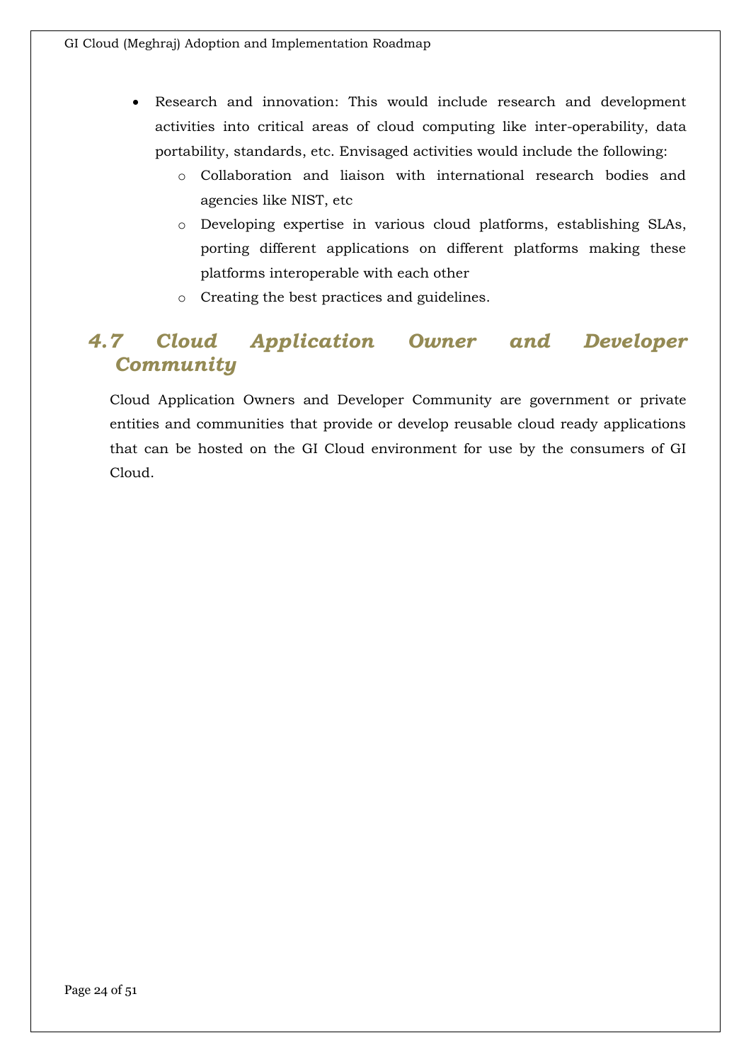- Research and innovation: This would include research and development activities into critical areas of cloud computing like inter-operability, data portability, standards, etc. Envisaged activities would include the following:
  - Collaboration and liaison with international research bodies and agencies like NIST, etc
  - Developing expertise in various cloud platforms, establishing SLAs, porting different applications on different platforms making these platforms interoperable with each other
  - Creating the best practices and guidelines.

## 4.7 Cloud Application Owner and Developer Community

Cloud Application Owners and Developer Community are government or private entities and communities that provide or develop reusable cloud ready applications that can be hosted on the GI Cloud environment for use by the consumers of GI Cloud.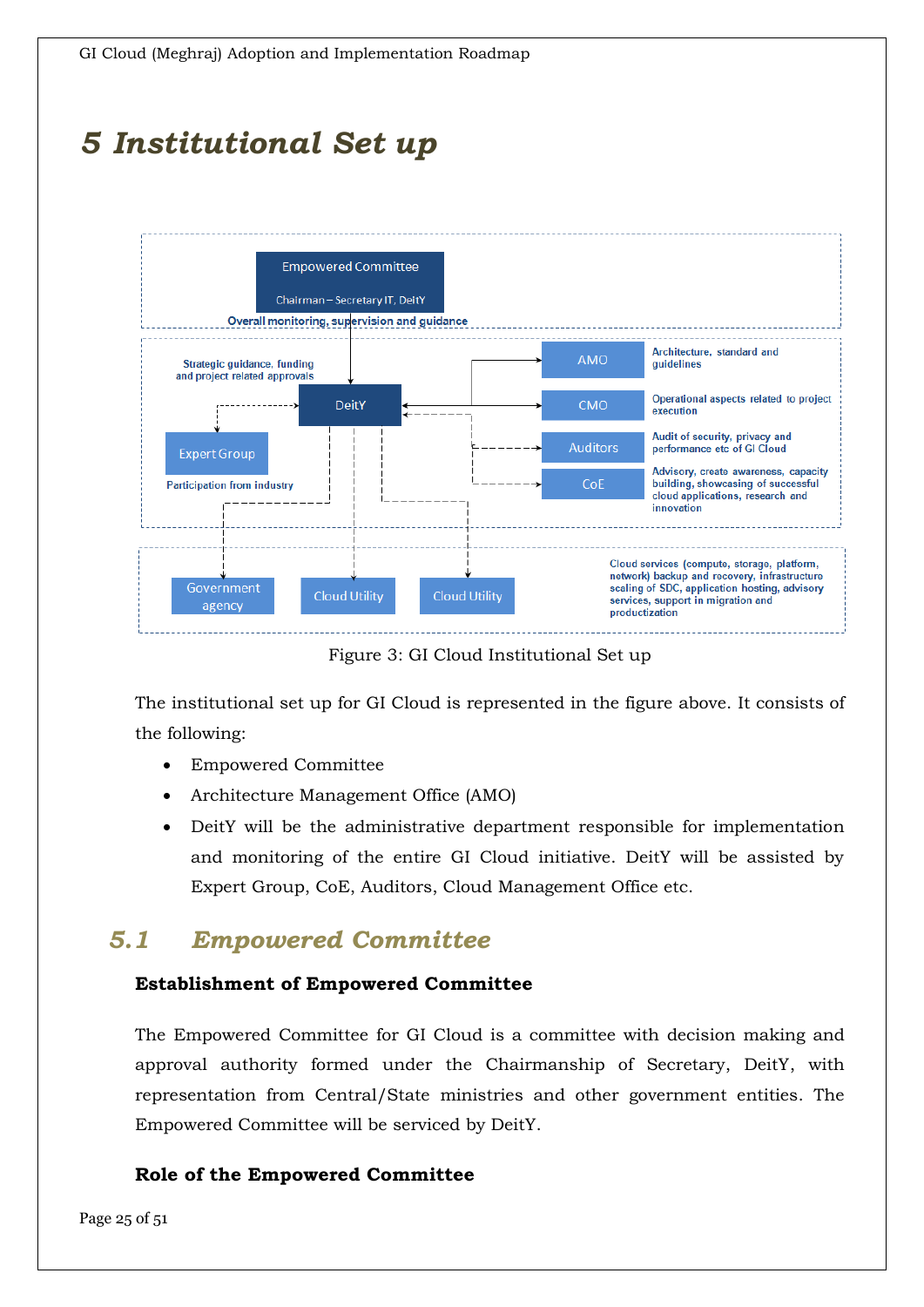# 5 Institutional Set up

Figure 3: GI Cloud Institutional Set up

The institutional set up for GI Cloud is represented in the figure above. It consists of the following:

- Empowered Committee
- Architecture Management Office (AMO)
- DeitY will be the administrative department responsible for implementation and monitoring of the entire GI Cloud initiative. DeitY will be assisted by Expert Group, CoE, Auditors, Cloud Management Office etc.

## 5.1 Empowered Committee

**Establishment of Empowered Committee**

The Empowered Committee for GI Cloud is a committee with decision making and approval authority formed under the Chairmanship of Secretary, DeitY, with representation from Central/State ministries and other government entities. The Empowered Committee will be serviced by DeitY.

**Role of the Empowered Committee**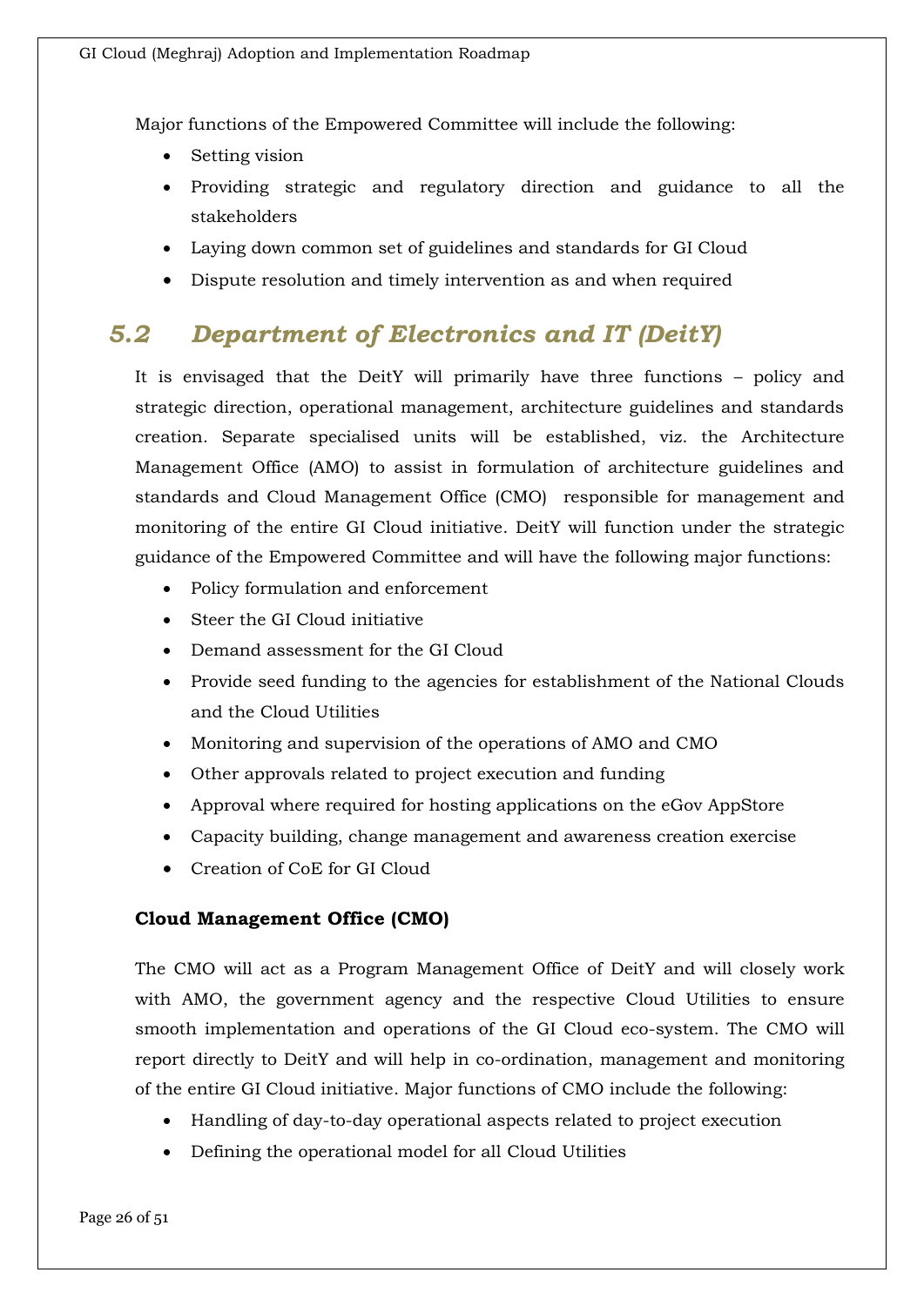Major functions of the Empowered Committee will include the following:

- Setting vision
- Providing strategic and regulatory direction and guidance to all the stakeholders
- Laying down common set of guidelines and standards for GI Cloud
- Dispute resolution and timely intervention as and when required

## 5.2 Department of Electronics and IT (DeitY)

It is envisaged that the DeitY will primarily have three functions – policy and strategic direction, operational management, architecture guidelines and standards creation. Separate specialised units will be established, viz. the Architecture Management Office (AMO) to assist in formulation of architecture guidelines and standards and Cloud Management Office (CMO) responsible for management and monitoring of the entire GI Cloud initiative. DeitY will function under the strategic guidance of the Empowered Committee and will have the following major functions:

- Policy formulation and enforcement
- Steer the GI Cloud initiative
- Demand assessment for the GI Cloud
- Provide seed funding to the agencies for establishment of the National Clouds and the Cloud Utilities
- Monitoring and supervision of the operations of AMO and CMO
- Other approvals related to project execution and funding
- Approval where required for hosting applications on the eGov AppStore
- Capacity building, change management and awareness creation exercise
- Creation of CoE for GI Cloud

**Cloud Management Office (CMO)**

The CMO will act as a Program Management Office of DeitY and will closely work with AMO, the government agency and the respective Cloud Utilities to ensure smooth implementation and operations of the GI Cloud eco-system. The CMO will report directly to DeitY and will help in co-ordination, management and monitoring of the entire GI Cloud initiative. Major functions of CMO include the following:

- Handling of day-to-day operational aspects related to project execution
- Defining the operational model for all Cloud Utilities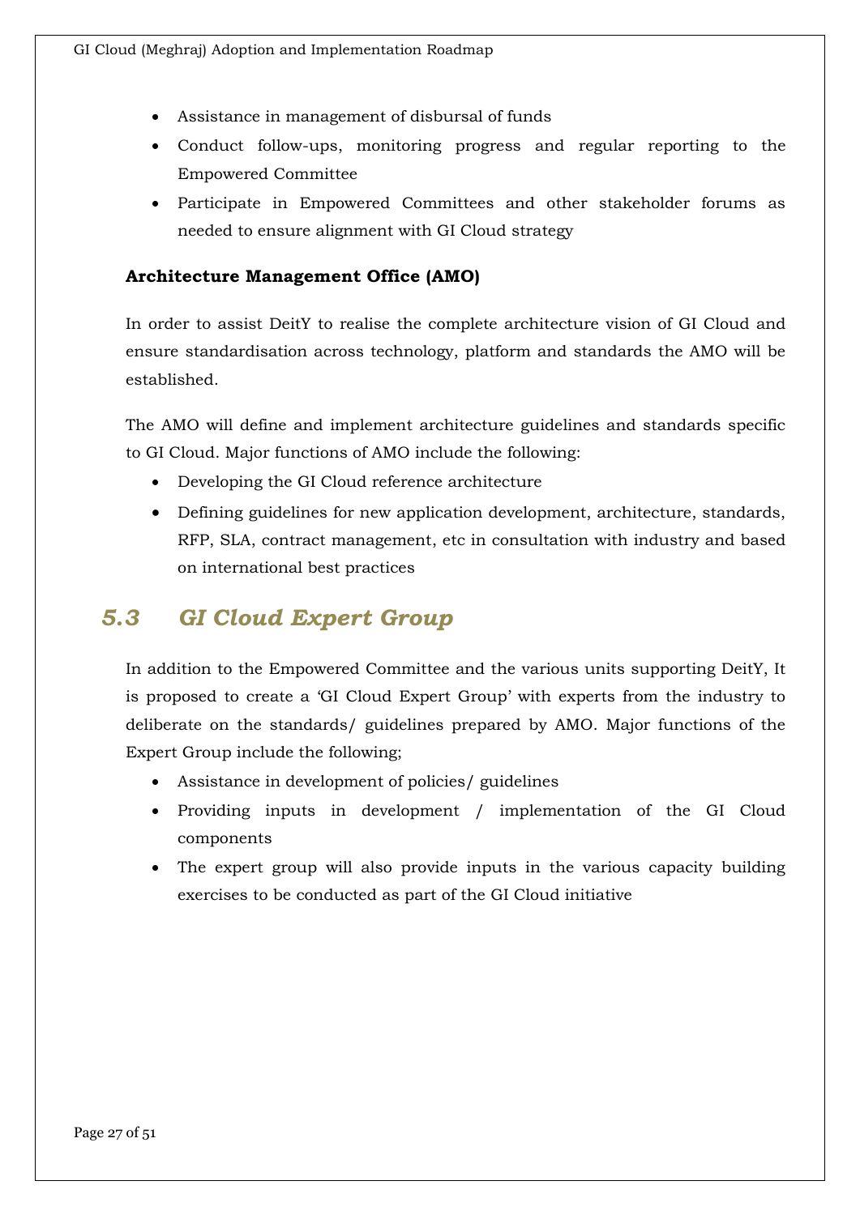- Assistance in management of disbursal of funds
- Conduct follow-ups, monitoring progress and regular reporting to the Empowered Committee
- Participate in Empowered Committees and other stakeholder forums as needed to ensure alignment with GI Cloud strategy

**Architecture Management Office (AMO)**

In order to assist DeitY to realise the complete architecture vision of GI Cloud and ensure standardisation across technology, platform and standards the AMO will be established.

The AMO will define and implement architecture guidelines and standards specific to GI Cloud. Major functions of AMO include the following:

- Developing the GI Cloud reference architecture
- Defining guidelines for new application development, architecture, standards, RFP, SLA, contract management, etc in consultation with industry and based on international best practices

## *5.3 GI Cloud Expert Group*

In addition to the Empowered Committee and the various units supporting DeitY, It is proposed to create a 'GI Cloud Expert Group' with experts from the industry to deliberate on the standards/ guidelines prepared by AMO. Major functions of the Expert Group include the following;

- Assistance in development of policies/ guidelines
- Providing inputs in development / implementation of the GI Cloud components
- The expert group will also provide inputs in the various capacity building exercises to be conducted as part of the GI Cloud initiative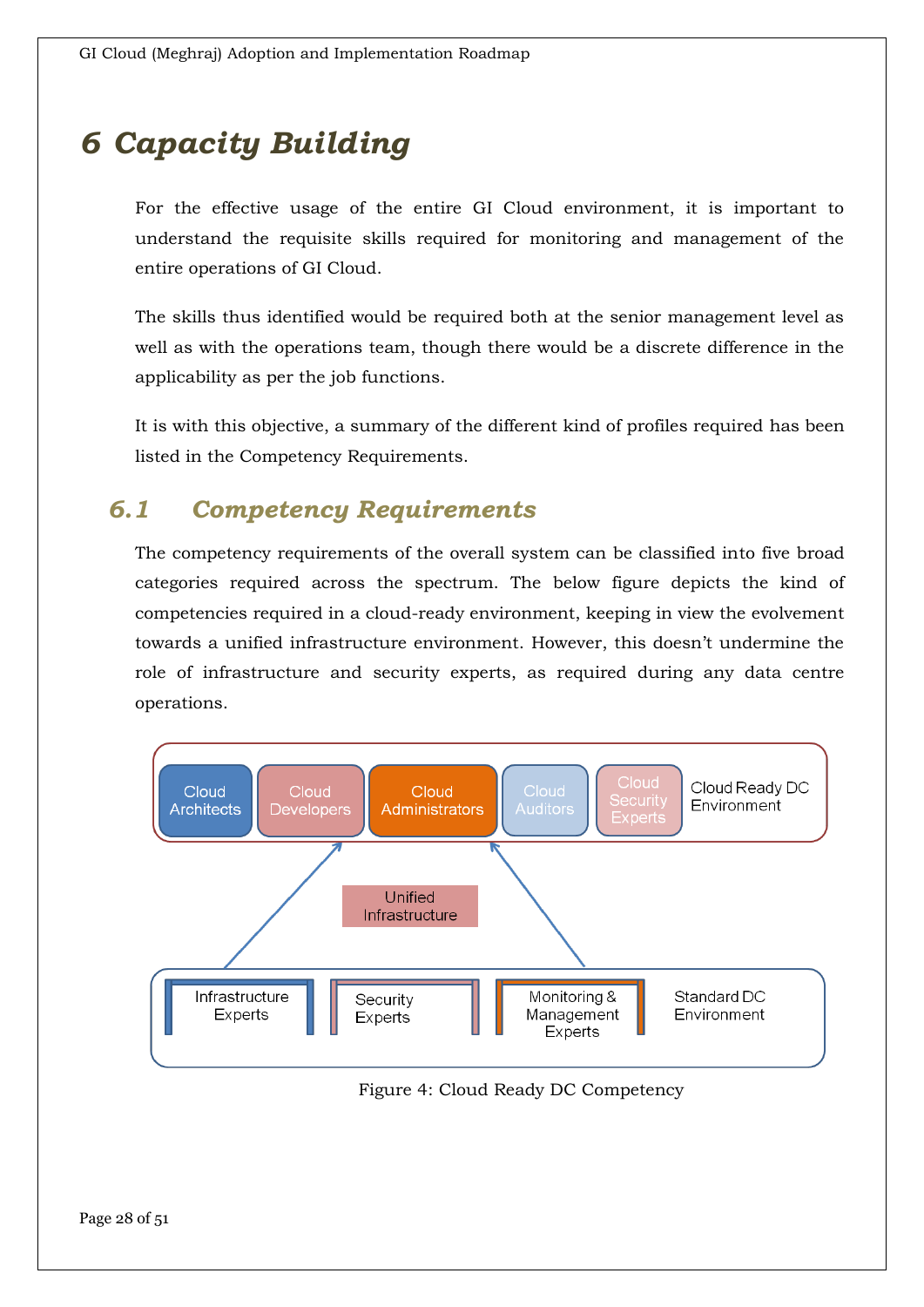# 6 Capacity Building

For the effective usage of the entire GI Cloud environment, it is important to understand the requisite skills required for monitoring and management of the entire operations of GI Cloud.

The skills thus identified would be required both at the senior management level as well as with the operations team, though there would be a discrete difference in the applicability as per the job functions.

It is with this objective, a summary of the different kind of profiles required has been listed in the Competency Requirements.

## 6.1 Competency Requirements

The competency requirements of the overall system can be classified into five broad categories required across the spectrum. The below figure depicts the kind of competencies required in a cloud-ready environment, keeping in view the evolvement towards a unified infrastructure environment. However, this doesn't undermine the role of infrastructure and security experts, as required during any data centre operations.

Cloud Architects | Cloud Developers | Cloud Administrators | Cloud Auditors | Cloud Security Experts — Cloud Ready DC Environment

Unified Infrastructure

Infrastructure Experts | Security Experts | Monitoring & Management Experts — Standard DC Environment

Figure 4: Cloud Ready DC Competency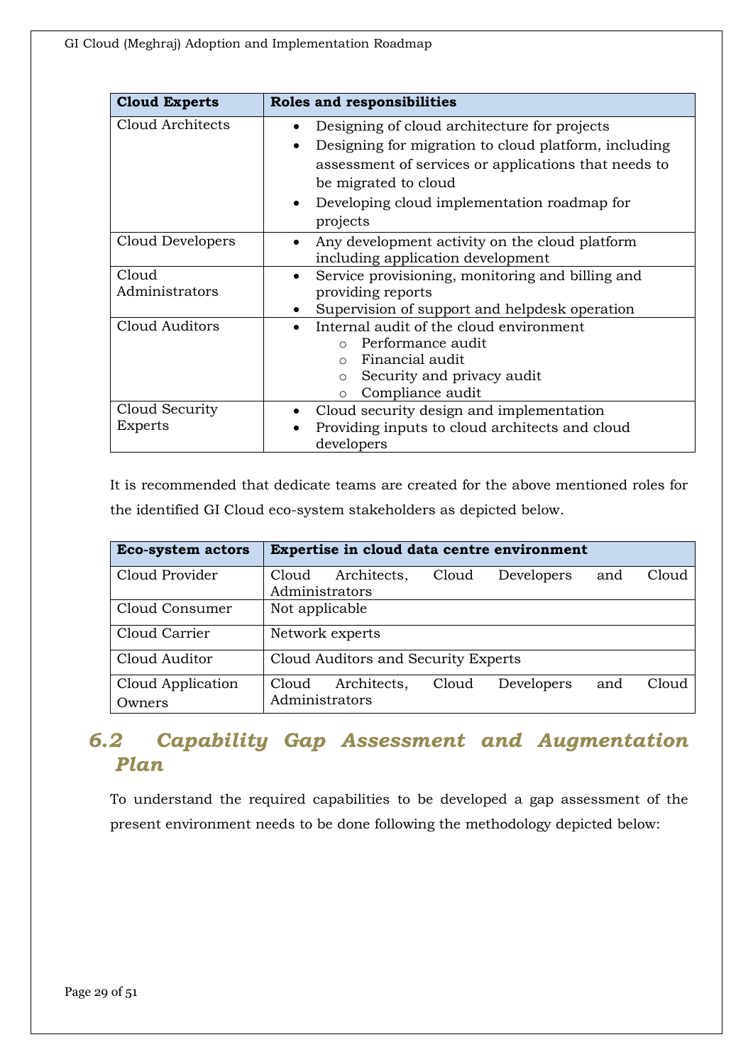| Cloud Experts | Roles and responsibilities |
|---|---|
| Cloud Architects | • Designing of cloud architecture for projects<br>• Designing for migration to cloud platform, including assessment of services or applications that needs to be migrated to cloud<br>• Developing cloud implementation roadmap for projects |
| Cloud Developers | • Any development activity on the cloud platform including application development |
| Cloud Administrators | • Service provisioning, monitoring and billing and providing reports<br>• Supervision of support and helpdesk operation |
| Cloud Auditors | • Internal audit of the cloud environment<br>  o Performance audit<br>  o Financial audit<br>  o Security and privacy audit<br>  o Compliance audit |
| Cloud Security Experts | • Cloud security design and implementation<br>• Providing inputs to cloud architects and cloud developers |

It is recommended that dedicate teams are created for the above mentioned roles for the identified GI Cloud eco-system stakeholders as depicted below.

| Eco-system actors | Expertise in cloud data centre environment |
|---|---|
| Cloud Provider | Cloud Architects, Cloud Developers and Cloud Administrators |
| Cloud Consumer | Not applicable |
| Cloud Carrier | Network experts |
| Cloud Auditor | Cloud Auditors and Security Experts |
| Cloud Application Owners | Cloud Architects, Cloud Developers and Cloud Administrators |

## 6.2 Capability Gap Assessment and Augmentation Plan

To understand the required capabilities to be developed a gap assessment of the present environment needs to be done following the methodology depicted below: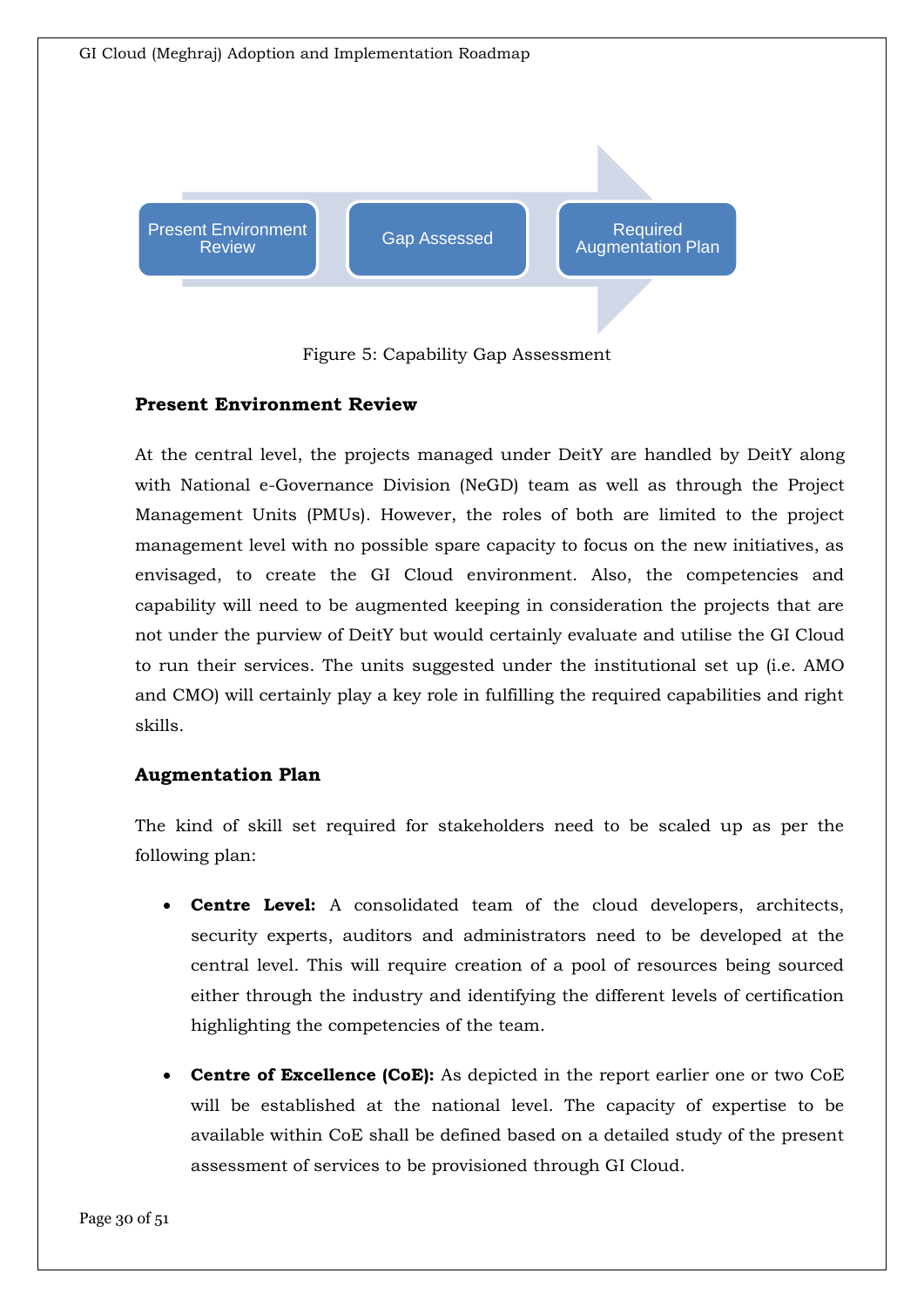Present Environment Review → Gap Assessed → Required Augmentation Plan

Figure 5: Capability Gap Assessment

### Present Environment Review

At the central level, the projects managed under DeitY are handled by DeitY along with National e-Governance Division (NeGD) team as well as through the Project Management Units (PMUs). However, the roles of both are limited to the project management level with no possible spare capacity to focus on the new initiatives, as envisaged, to create the GI Cloud environment. Also, the competencies and capability will need to be augmented keeping in consideration the projects that are not under the purview of DeitY but would certainly evaluate and utilise the GI Cloud to run their services. The units suggested under the institutional set up (i.e. AMO and CMO) will certainly play a key role in fulfilling the required capabilities and right skills.

### Augmentation Plan

The kind of skill set required for stakeholders need to be scaled up as per the following plan:

- **Centre Level:** A consolidated team of the cloud developers, architects, security experts, auditors and administrators need to be developed at the central level. This will require creation of a pool of resources being sourced either through the industry and identifying the different levels of certification highlighting the competencies of the team.
- **Centre of Excellence (CoE):** As depicted in the report earlier one or two CoE will be established at the national level. The capacity of expertise to be available within CoE shall be defined based on a detailed study of the present assessment of services to be provisioned through GI Cloud.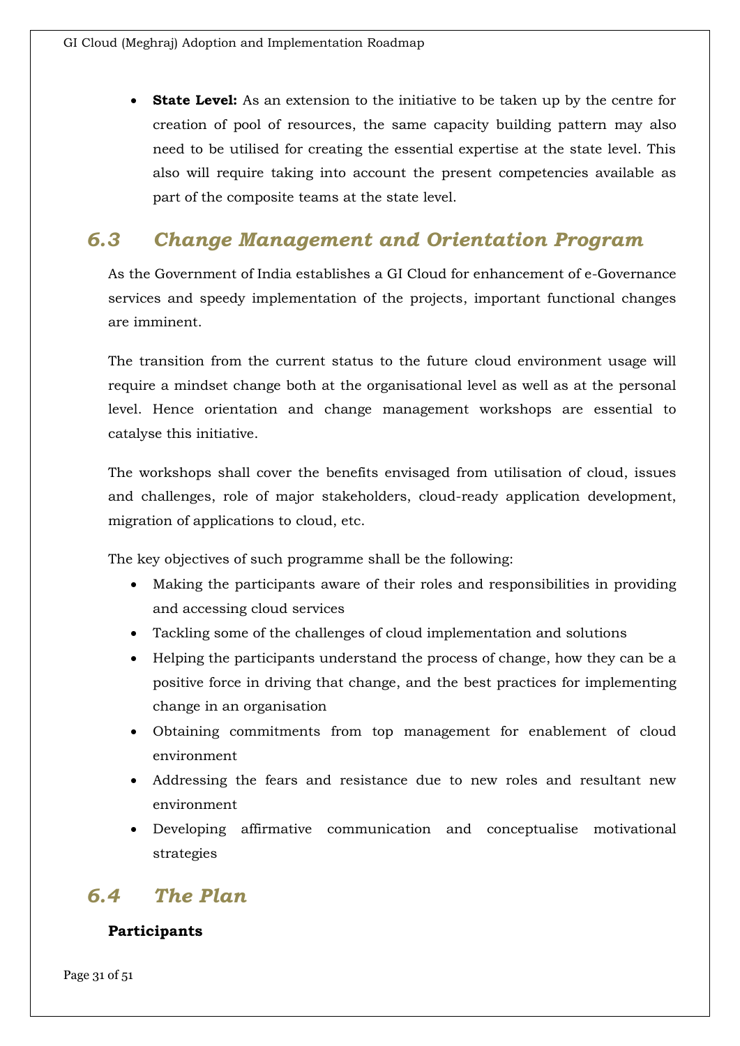- **State Level:** As an extension to the initiative to be taken up by the centre for creation of pool of resources, the same capacity building pattern may also need to be utilised for creating the essential expertise at the state level. This also will require taking into account the present competencies available as part of the composite teams at the state level.

## *6.3 Change Management and Orientation Program*

As the Government of India establishes a GI Cloud for enhancement of e-Governance services and speedy implementation of the projects, important functional changes are imminent.

The transition from the current status to the future cloud environment usage will require a mindset change both at the organisational level as well as at the personal level. Hence orientation and change management workshops are essential to catalyse this initiative.

The workshops shall cover the benefits envisaged from utilisation of cloud, issues and challenges, role of major stakeholders, cloud-ready application development, migration of applications to cloud, etc.

The key objectives of such programme shall be the following:

- Making the participants aware of their roles and responsibilities in providing and accessing cloud services
- Tackling some of the challenges of cloud implementation and solutions
- Helping the participants understand the process of change, how they can be a positive force in driving that change, and the best practices for implementing change in an organisation
- Obtaining commitments from top management for enablement of cloud environment
- Addressing the fears and resistance due to new roles and resultant new environment
- Developing affirmative communication and conceptualise motivational strategies

## *6.4 The Plan*

**Participants**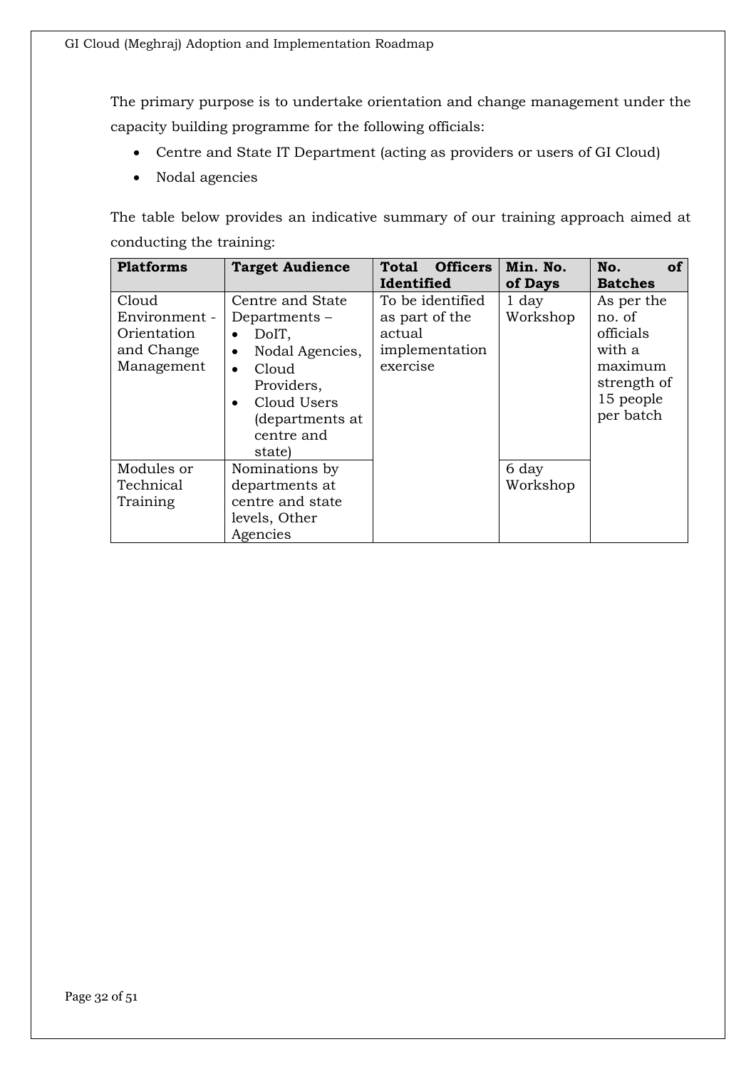The primary purpose is to undertake orientation and change management under the capacity building programme for the following officials:

- Centre and State IT Department (acting as providers or users of GI Cloud)
- Nodal agencies

The table below provides an indicative summary of our training approach aimed at conducting the training:

| Platforms | Target Audience | Total Officers Identified | Min. No. of Days | No. of Batches |
|---|---|---|---|---|
| Cloud Environment - Orientation and Change Management | Centre and State Departments – <br>• DoIT, <br>• Nodal Agencies, <br>• Cloud Providers, <br>• Cloud Users (departments at centre and state) | To be identified as part of the actual implementation exercise | 1 day Workshop | As per the no. of officials with a maximum strength of 15 people per batch |
| Modules or Technical Training | Nominations by departments at centre and state levels, Other Agencies | | 6 day Workshop | |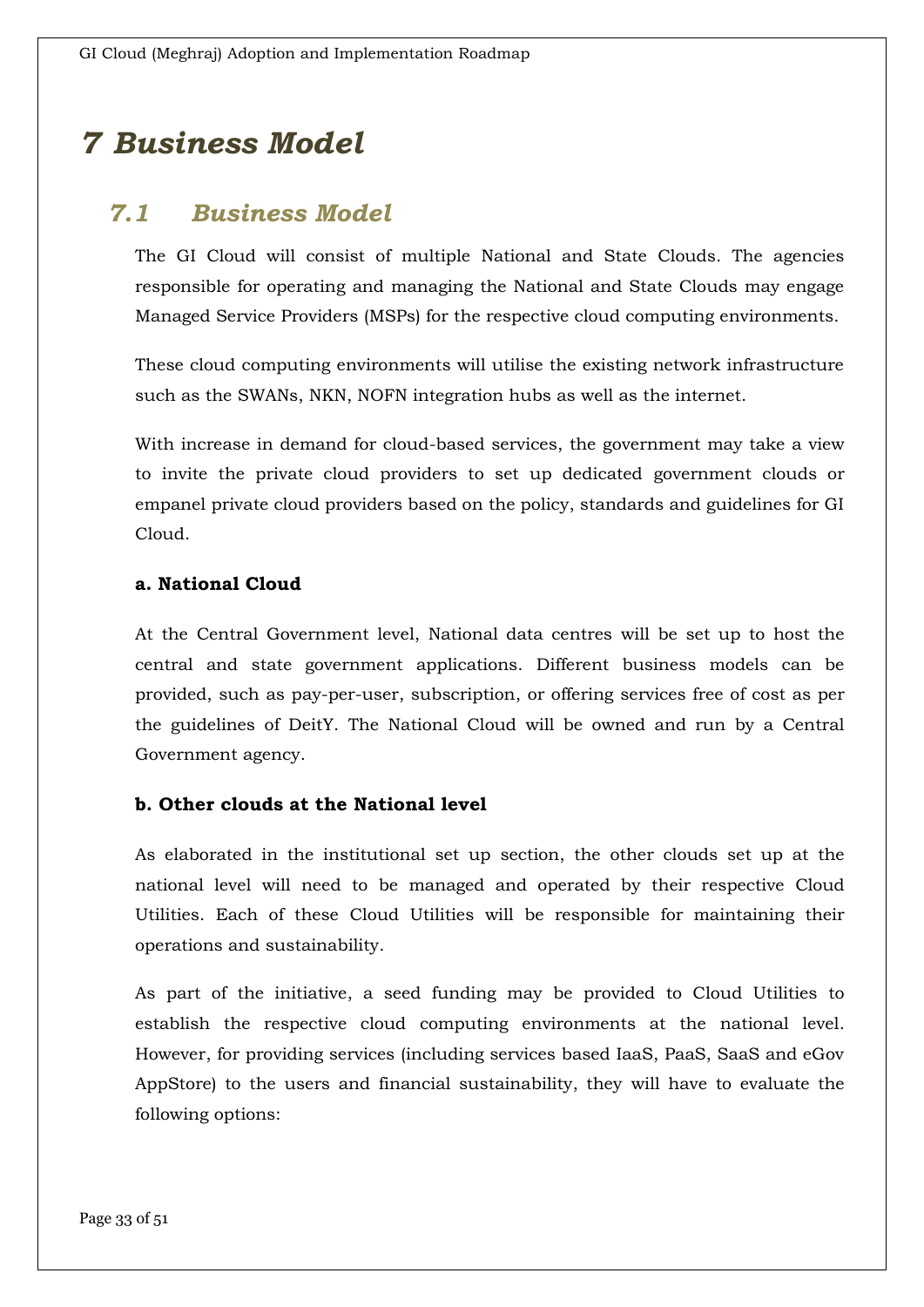# 7 Business Model

## 7.1 Business Model

The GI Cloud will consist of multiple National and State Clouds. The agencies responsible for operating and managing the National and State Clouds may engage Managed Service Providers (MSPs) for the respective cloud computing environments.

These cloud computing environments will utilise the existing network infrastructure such as the SWANs, NKN, NOFN integration hubs as well as the internet.

With increase in demand for cloud-based services, the government may take a view to invite the private cloud providers to set up dedicated government clouds or empanel private cloud providers based on the policy, standards and guidelines for GI Cloud.

**a. National Cloud**

At the Central Government level, National data centres will be set up to host the central and state government applications. Different business models can be provided, such as pay-per-user, subscription, or offering services free of cost as per the guidelines of DeitY. The National Cloud will be owned and run by a Central Government agency.

**b. Other clouds at the National level**

As elaborated in the institutional set up section, the other clouds set up at the national level will need to be managed and operated by their respective Cloud Utilities. Each of these Cloud Utilities will be responsible for maintaining their operations and sustainability.

As part of the initiative, a seed funding may be provided to Cloud Utilities to establish the respective cloud computing environments at the national level. However, for providing services (including services based IaaS, PaaS, SaaS and eGov AppStore) to the users and financial sustainability, they will have to evaluate the following options: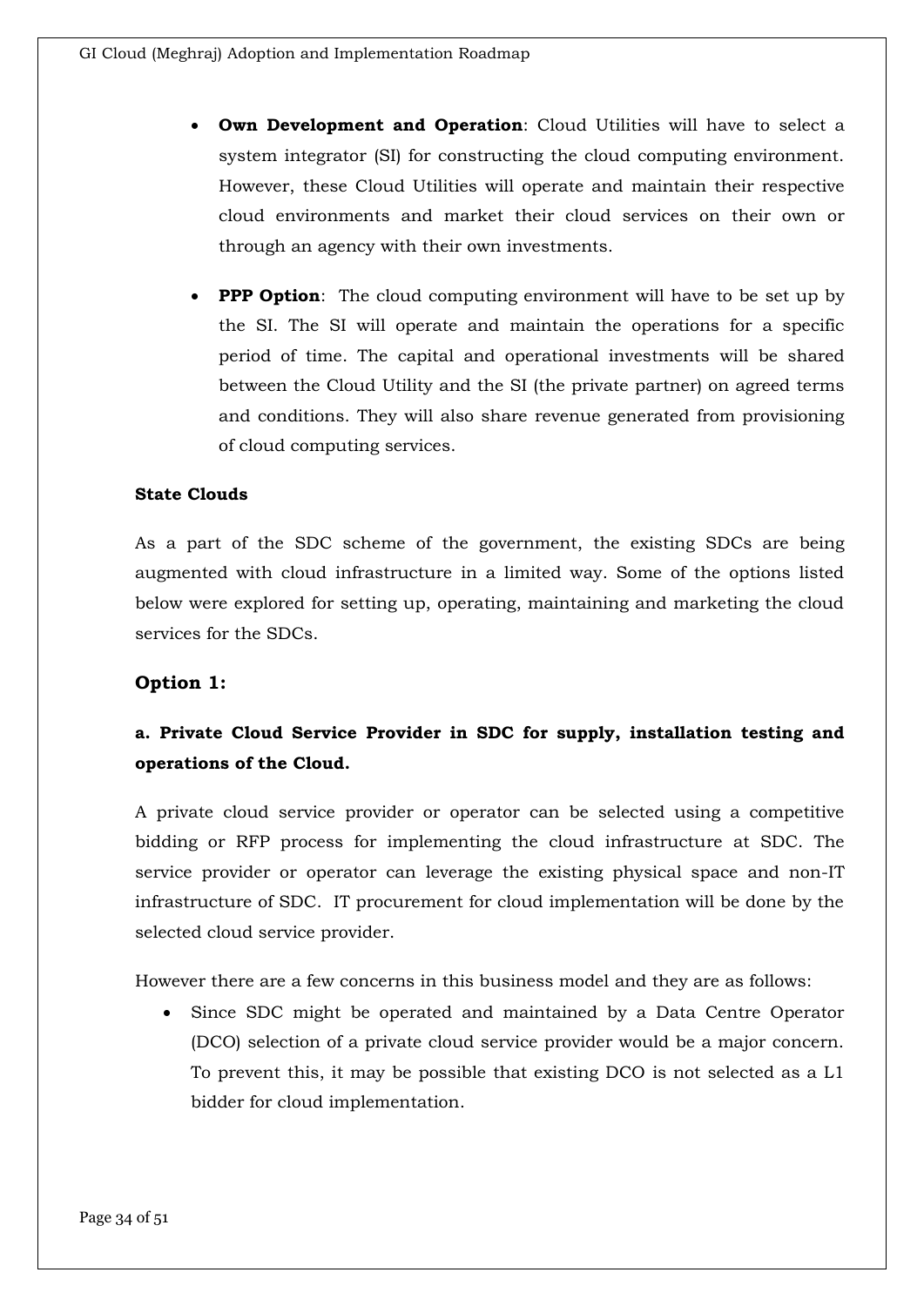- **Own Development and Operation**: Cloud Utilities will have to select a system integrator (SI) for constructing the cloud computing environment. However, these Cloud Utilities will operate and maintain their respective cloud environments and market their cloud services on their own or through an agency with their own investments.

- **PPP Option**: The cloud computing environment will have to be set up by the SI. The SI will operate and maintain the operations for a specific period of time. The capital and operational investments will be shared between the Cloud Utility and the SI (the private partner) on agreed terms and conditions. They will also share revenue generated from provisioning of cloud computing services.

**State Clouds**

As a part of the SDC scheme of the government, the existing SDCs are being augmented with cloud infrastructure in a limited way. Some of the options listed below were explored for setting up, operating, maintaining and marketing the cloud services for the SDCs.

### Option 1:

#### a. Private Cloud Service Provider in SDC for supply, installation testing and operations of the Cloud.

A private cloud service provider or operator can be selected using a competitive bidding or RFP process for implementing the cloud infrastructure at SDC. The service provider or operator can leverage the existing physical space and non-IT infrastructure of SDC. IT procurement for cloud implementation will be done by the selected cloud service provider.

However there are a few concerns in this business model and they are as follows:

- Since SDC might be operated and maintained by a Data Centre Operator (DCO) selection of a private cloud service provider would be a major concern. To prevent this, it may be possible that existing DCO is not selected as a L1 bidder for cloud implementation.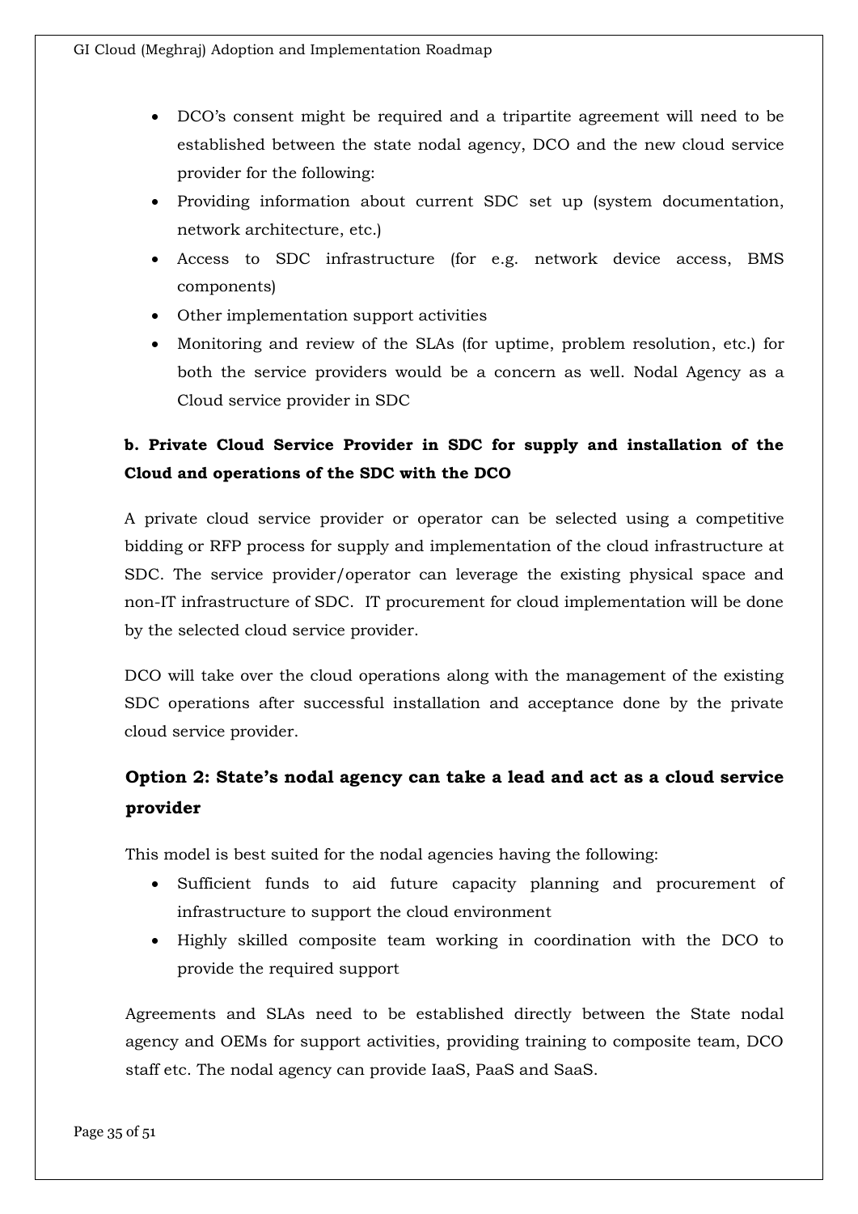- DCO's consent might be required and a tripartite agreement will need to be established between the state nodal agency, DCO and the new cloud service provider for the following:
- Providing information about current SDC set up (system documentation, network architecture, etc.)
- Access to SDC infrastructure (for e.g. network device access, BMS components)
- Other implementation support activities
- Monitoring and review of the SLAs (for uptime, problem resolution, etc.) for both the service providers would be a concern as well. Nodal Agency as a Cloud service provider in SDC

**b. Private Cloud Service Provider in SDC for supply and installation of the Cloud and operations of the SDC with the DCO**

A private cloud service provider or operator can be selected using a competitive bidding or RFP process for supply and implementation of the cloud infrastructure at SDC. The service provider/operator can leverage the existing physical space and non-IT infrastructure of SDC. IT procurement for cloud implementation will be done by the selected cloud service provider.

DCO will take over the cloud operations along with the management of the existing SDC operations after successful installation and acceptance done by the private cloud service provider.

## Option 2: State's nodal agency can take a lead and act as a cloud service provider

This model is best suited for the nodal agencies having the following:

- Sufficient funds to aid future capacity planning and procurement of infrastructure to support the cloud environment
- Highly skilled composite team working in coordination with the DCO to provide the required support

Agreements and SLAs need to be established directly between the State nodal agency and OEMs for support activities, providing training to composite team, DCO staff etc. The nodal agency can provide IaaS, PaaS and SaaS.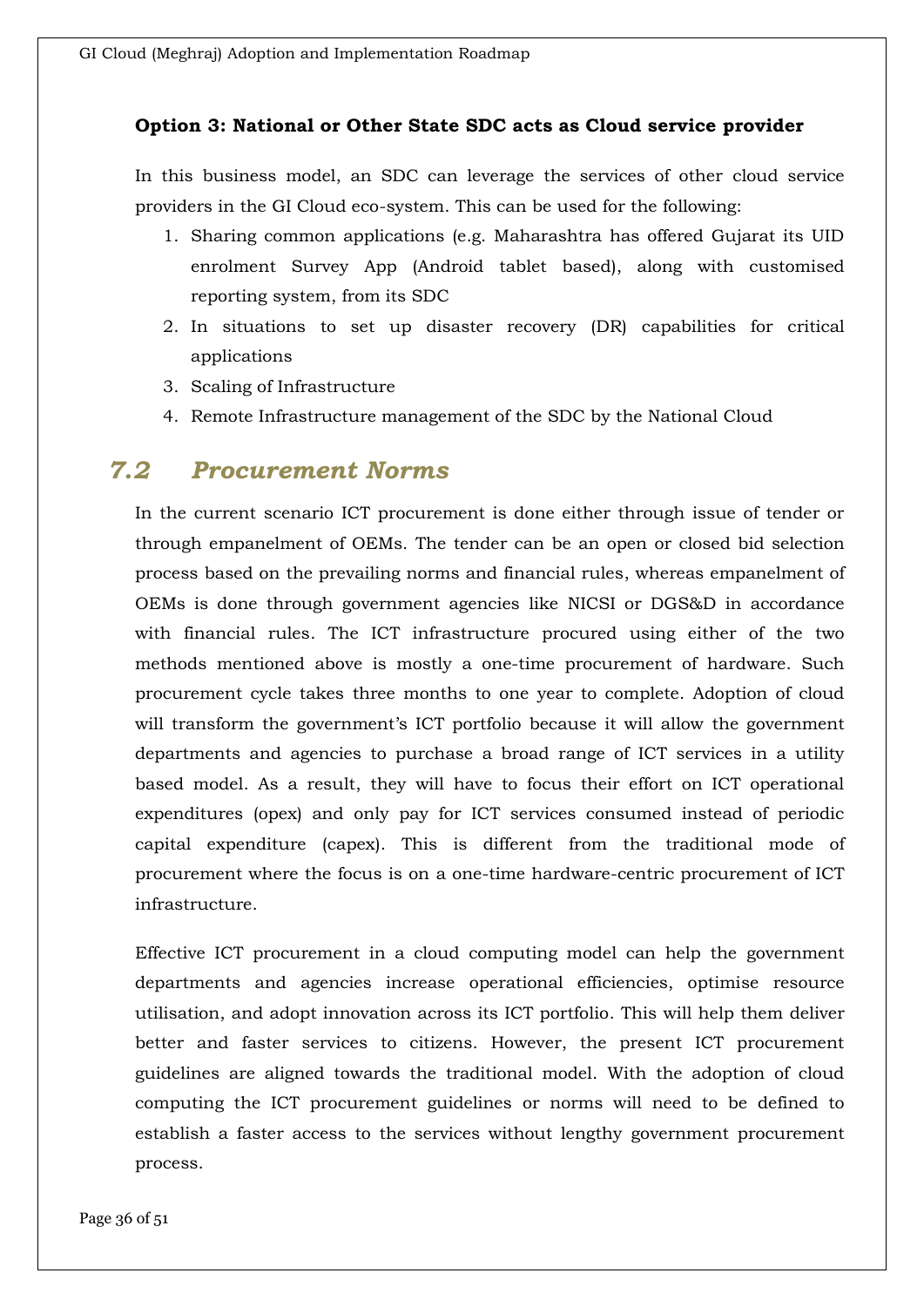**Option 3: National or Other State SDC acts as Cloud service provider**

In this business model, an SDC can leverage the services of other cloud service providers in the GI Cloud eco-system. This can be used for the following:

1. Sharing common applications (e.g. Maharashtra has offered Gujarat its UID enrolment Survey App (Android tablet based), along with customised reporting system, from its SDC
2. In situations to set up disaster recovery (DR) capabilities for critical applications
3. Scaling of Infrastructure
4. Remote Infrastructure management of the SDC by the National Cloud

## *7.2 Procurement Norms*

In the current scenario ICT procurement is done either through issue of tender or through empanelment of OEMs. The tender can be an open or closed bid selection process based on the prevailing norms and financial rules, whereas empanelment of OEMs is done through government agencies like NICSI or DGS&D in accordance with financial rules. The ICT infrastructure procured using either of the two methods mentioned above is mostly a one-time procurement of hardware. Such procurement cycle takes three months to one year to complete. Adoption of cloud will transform the government's ICT portfolio because it will allow the government departments and agencies to purchase a broad range of ICT services in a utility based model. As a result, they will have to focus their effort on ICT operational expenditures (opex) and only pay for ICT services consumed instead of periodic capital expenditure (capex). This is different from the traditional mode of procurement where the focus is on a one-time hardware-centric procurement of ICT infrastructure.

Effective ICT procurement in a cloud computing model can help the government departments and agencies increase operational efficiencies, optimise resource utilisation, and adopt innovation across its ICT portfolio. This will help them deliver better and faster services to citizens. However, the present ICT procurement guidelines are aligned towards the traditional model. With the adoption of cloud computing the ICT procurement guidelines or norms will need to be defined to establish a faster access to the services without lengthy government procurement process.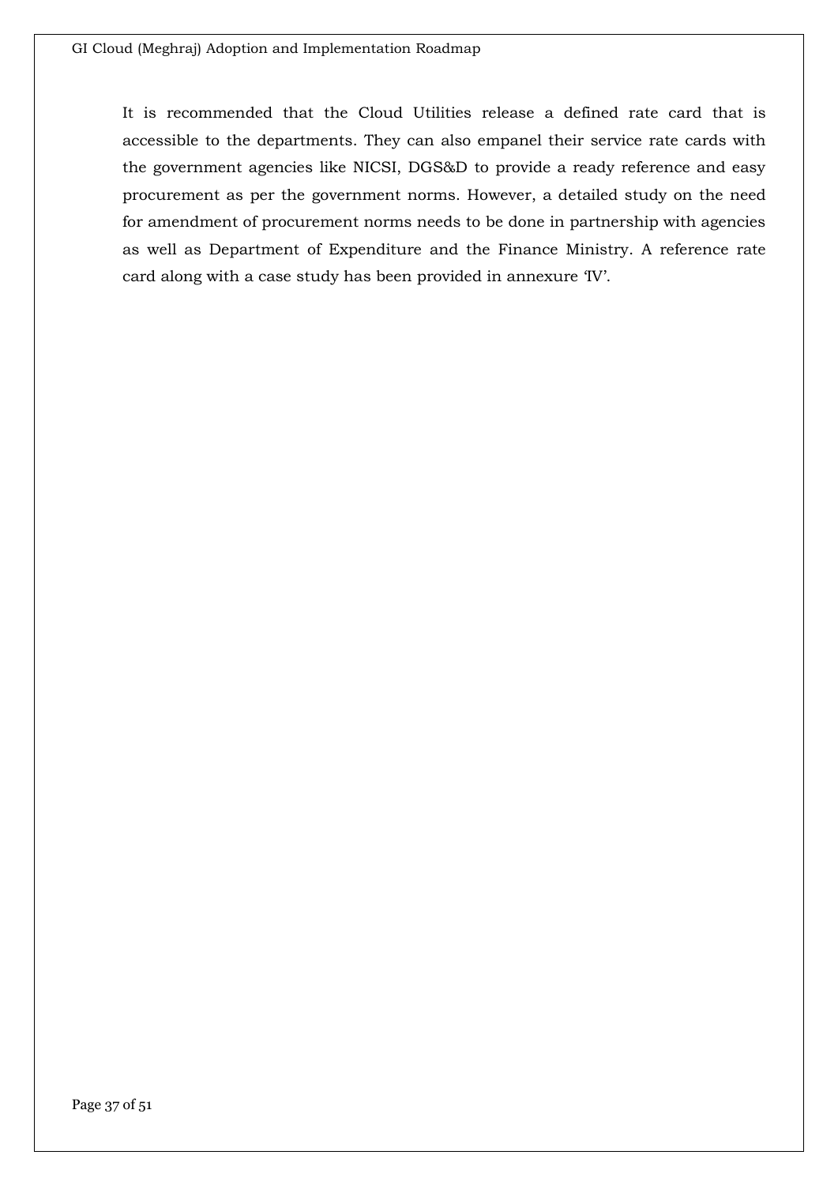It is recommended that the Cloud Utilities release a defined rate card that is accessible to the departments. They can also empanel their service rate cards with the government agencies like NICSI, DGS&D to provide a ready reference and easy procurement as per the government norms. However, a detailed study on the need for amendment of procurement norms needs to be done in partnership with agencies as well as Department of Expenditure and the Finance Ministry. A reference rate card along with a case study has been provided in annexure 'IV'.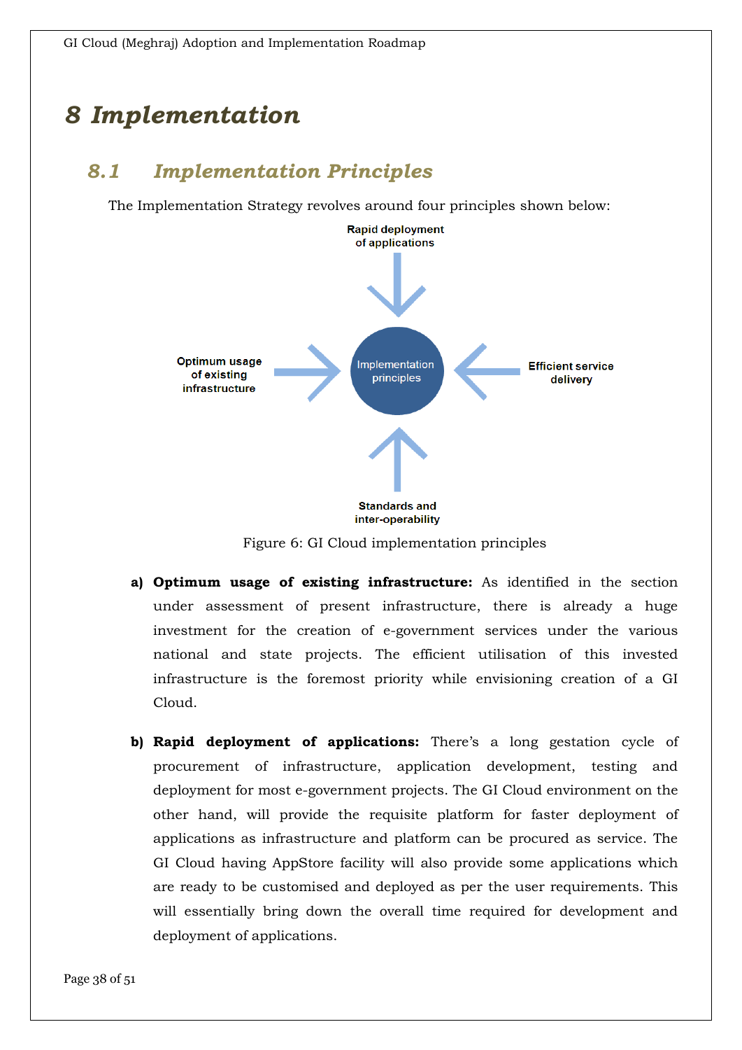# 8 Implementation

## 8.1 Implementation Principles

The Implementation Strategy revolves around four principles shown below:

Rapid deployment of applications

Optimum usage of existing infrastructure

Implementation principles

Efficient service delivery

Standards and inter-operability

Figure 6: GI Cloud implementation principles

a) **Optimum usage of existing infrastructure:** As identified in the section under assessment of present infrastructure, there is already a huge investment for the creation of e-government services under the various national and state projects. The efficient utilisation of this invested infrastructure is the foremost priority while envisioning creation of a GI Cloud.

b) **Rapid deployment of applications:** There's a long gestation cycle of procurement of infrastructure, application development, testing and deployment for most e-government projects. The GI Cloud environment on the other hand, will provide the requisite platform for faster deployment of applications as infrastructure and platform can be procured as service. The GI Cloud having AppStore facility will also provide some applications which are ready to be customised and deployed as per the user requirements. This will essentially bring down the overall time required for development and deployment of applications.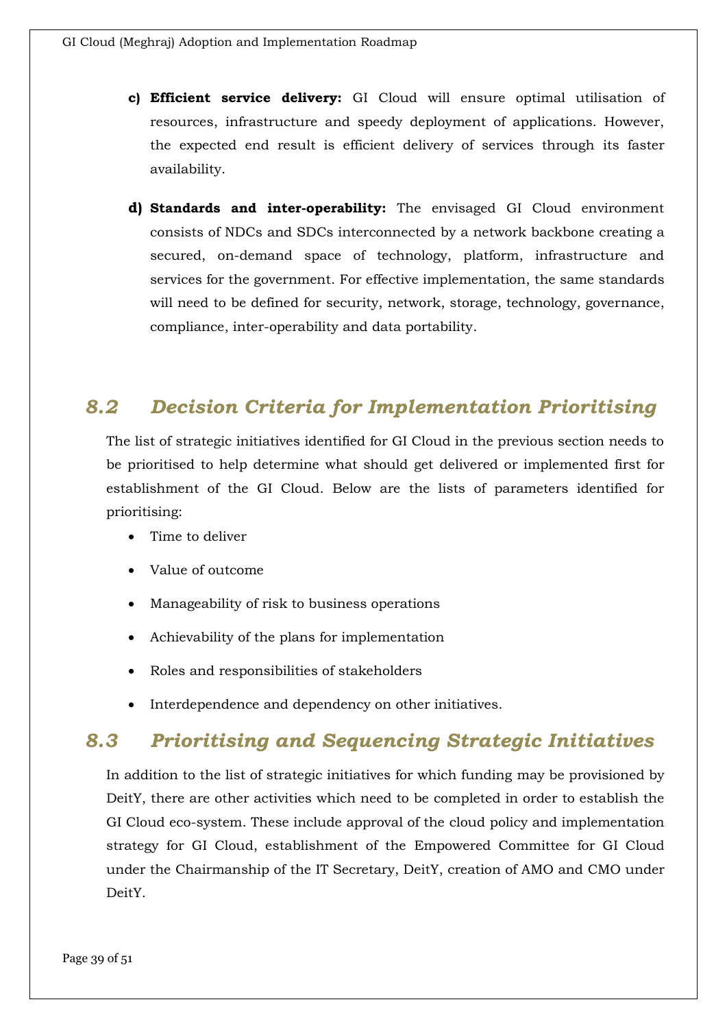c) **Efficient service delivery:** GI Cloud will ensure optimal utilisation of resources, infrastructure and speedy deployment of applications. However, the expected end result is efficient delivery of services through its faster availability.

d) **Standards and inter-operability:** The envisaged GI Cloud environment consists of NDCs and SDCs interconnected by a network backbone creating a secured, on-demand space of technology, platform, infrastructure and services for the government. For effective implementation, the same standards will need to be defined for security, network, storage, technology, governance, compliance, inter-operability and data portability.

## *8.2 Decision Criteria for Implementation Prioritising*

The list of strategic initiatives identified for GI Cloud in the previous section needs to be prioritised to help determine what should get delivered or implemented first for establishment of the GI Cloud. Below are the lists of parameters identified for prioritising:

- Time to deliver
- Value of outcome
- Manageability of risk to business operations
- Achievability of the plans for implementation
- Roles and responsibilities of stakeholders
- Interdependence and dependency on other initiatives.

## *8.3 Prioritising and Sequencing Strategic Initiatives*

In addition to the list of strategic initiatives for which funding may be provisioned by DeitY, there are other activities which need to be completed in order to establish the GI Cloud eco-system. These include approval of the cloud policy and implementation strategy for GI Cloud, establishment of the Empowered Committee for GI Cloud under the Chairmanship of the IT Secretary, DeitY, creation of AMO and CMO under DeitY.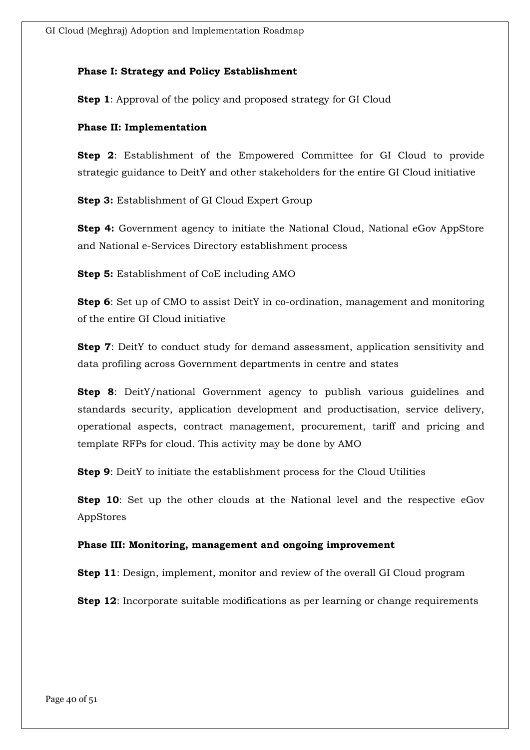**Phase I: Strategy and Policy Establishment**

**Step 1**: Approval of the policy and proposed strategy for GI Cloud

**Phase II: Implementation**

**Step 2**: Establishment of the Empowered Committee for GI Cloud to provide strategic guidance to DeitY and other stakeholders for the entire GI Cloud initiative

**Step 3:** Establishment of GI Cloud Expert Group

**Step 4:** Government agency to initiate the National Cloud, National eGov AppStore and National e-Services Directory establishment process

**Step 5:** Establishment of CoE including AMO

**Step 6**: Set up of CMO to assist DeitY in co-ordination, management and monitoring of the entire GI Cloud initiative

**Step 7**: DeitY to conduct study for demand assessment, application sensitivity and data profiling across Government departments in centre and states

**Step 8**: DeitY/national Government agency to publish various guidelines and standards security, application development and productisation, service delivery, operational aspects, contract management, procurement, tariff and pricing and template RFPs for cloud. This activity may be done by AMO

**Step 9**: DeitY to initiate the establishment process for the Cloud Utilities

**Step 10**: Set up the other clouds at the National level and the respective eGov AppStores

**Phase III: Monitoring, management and ongoing improvement**

**Step 11**: Design, implement, monitor and review of the overall GI Cloud program

**Step 12**: Incorporate suitable modifications as per learning or change requirements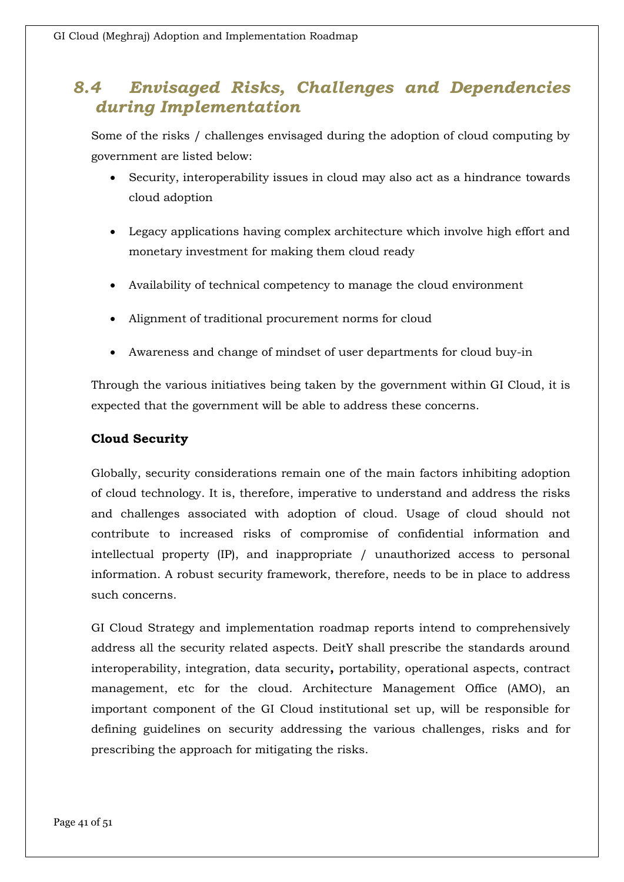## *8.4 Envisaged Risks, Challenges and Dependencies during Implementation*

Some of the risks / challenges envisaged during the adoption of cloud computing by government are listed below:

- Security, interoperability issues in cloud may also act as a hindrance towards cloud adoption
- Legacy applications having complex architecture which involve high effort and monetary investment for making them cloud ready
- Availability of technical competency to manage the cloud environment
- Alignment of traditional procurement norms for cloud
- Awareness and change of mindset of user departments for cloud buy-in

Through the various initiatives being taken by the government within GI Cloud, it is expected that the government will be able to address these concerns.

**Cloud Security**

Globally, security considerations remain one of the main factors inhibiting adoption of cloud technology. It is, therefore, imperative to understand and address the risks and challenges associated with adoption of cloud. Usage of cloud should not contribute to increased risks of compromise of confidential information and intellectual property (IP), and inappropriate / unauthorized access to personal information. A robust security framework, therefore, needs to be in place to address such concerns.

GI Cloud Strategy and implementation roadmap reports intend to comprehensively address all the security related aspects. DeitY shall prescribe the standards around interoperability, integration, data security**,** portability, operational aspects, contract management, etc for the cloud. Architecture Management Office (AMO), an important component of the GI Cloud institutional set up, will be responsible for defining guidelines on security addressing the various challenges, risks and for prescribing the approach for mitigating the risks.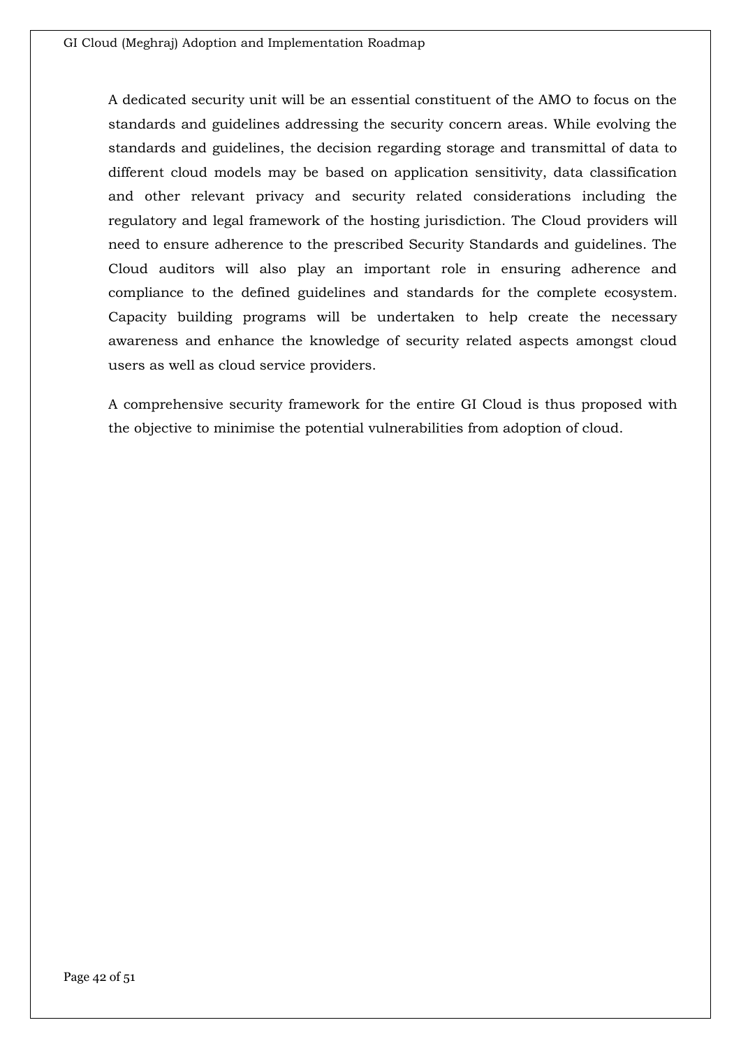A dedicated security unit will be an essential constituent of the AMO to focus on the standards and guidelines addressing the security concern areas. While evolving the standards and guidelines, the decision regarding storage and transmittal of data to different cloud models may be based on application sensitivity, data classification and other relevant privacy and security related considerations including the regulatory and legal framework of the hosting jurisdiction. The Cloud providers will need to ensure adherence to the prescribed Security Standards and guidelines. The Cloud auditors will also play an important role in ensuring adherence and compliance to the defined guidelines and standards for the complete ecosystem. Capacity building programs will be undertaken to help create the necessary awareness and enhance the knowledge of security related aspects amongst cloud users as well as cloud service providers.

A comprehensive security framework for the entire GI Cloud is thus proposed with the objective to minimise the potential vulnerabilities from adoption of cloud.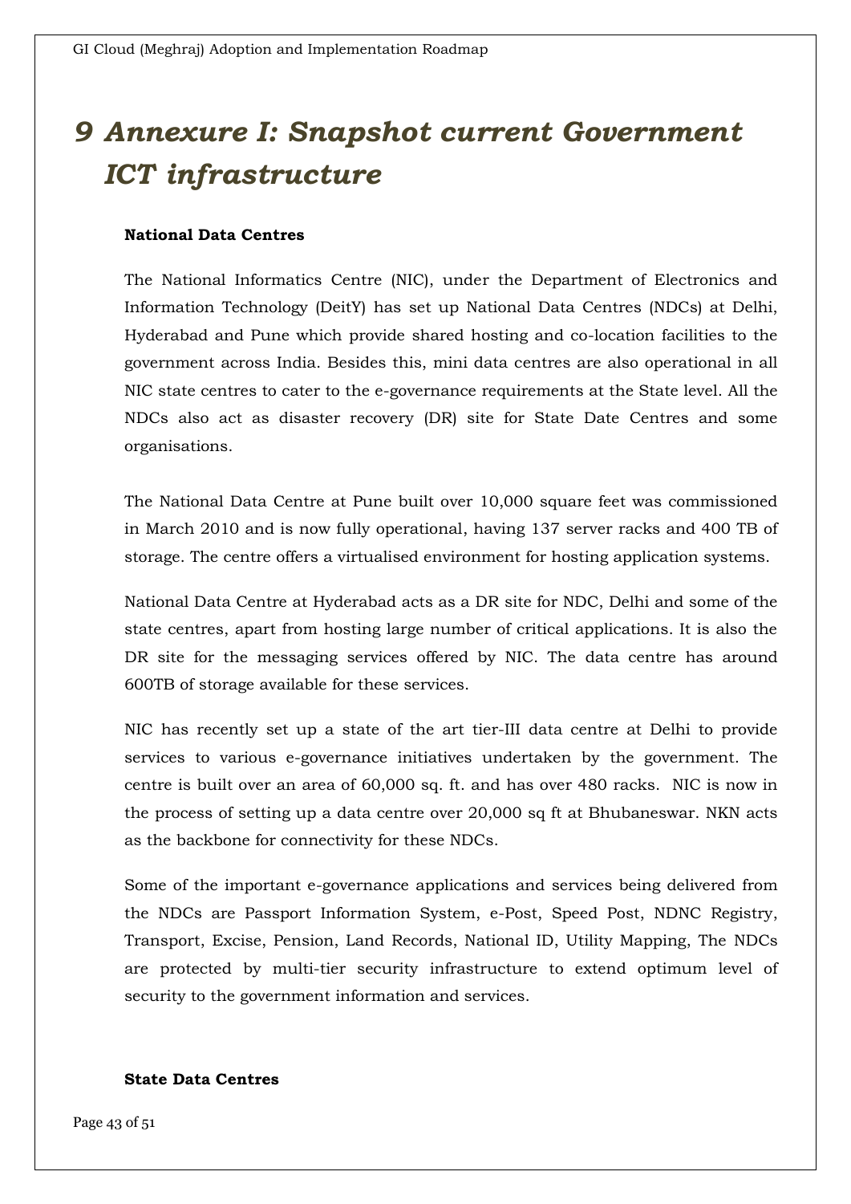# 9 Annexure I: Snapshot current Government ICT infrastructure

**National Data Centres**

The National Informatics Centre (NIC), under the Department of Electronics and Information Technology (DeitY) has set up National Data Centres (NDCs) at Delhi, Hyderabad and Pune which provide shared hosting and co-location facilities to the government across India. Besides this, mini data centres are also operational in all NIC state centres to cater to the e-governance requirements at the State level. All the NDCs also act as disaster recovery (DR) site for State Date Centres and some organisations.

The National Data Centre at Pune built over 10,000 square feet was commissioned in March 2010 and is now fully operational, having 137 server racks and 400 TB of storage. The centre offers a virtualised environment for hosting application systems.

National Data Centre at Hyderabad acts as a DR site for NDC, Delhi and some of the state centres, apart from hosting large number of critical applications. It is also the DR site for the messaging services offered by NIC. The data centre has around 600TB of storage available for these services.

NIC has recently set up a state of the art tier-III data centre at Delhi to provide services to various e-governance initiatives undertaken by the government. The centre is built over an area of 60,000 sq. ft. and has over 480 racks. NIC is now in the process of setting up a data centre over 20,000 sq ft at Bhubaneswar. NKN acts as the backbone for connectivity for these NDCs.

Some of the important e-governance applications and services being delivered from the NDCs are Passport Information System, e-Post, Speed Post, NDNC Registry, Transport, Excise, Pension, Land Records, National ID, Utility Mapping, The NDCs are protected by multi-tier security infrastructure to extend optimum level of security to the government information and services.

**State Data Centres**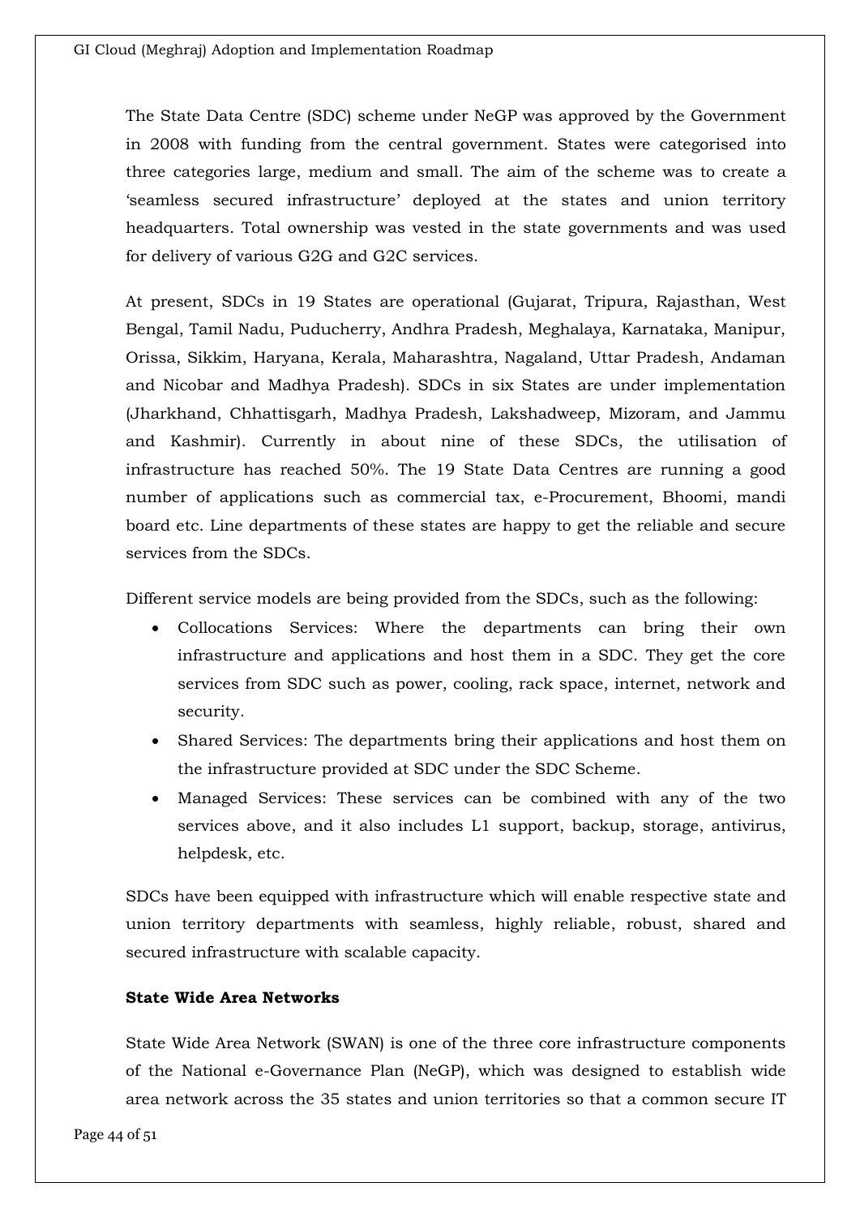The State Data Centre (SDC) scheme under NeGP was approved by the Government in 2008 with funding from the central government. States were categorised into three categories large, medium and small. The aim of the scheme was to create a 'seamless secured infrastructure' deployed at the states and union territory headquarters. Total ownership was vested in the state governments and was used for delivery of various G2G and G2C services.

At present, SDCs in 19 States are operational (Gujarat, Tripura, Rajasthan, West Bengal, Tamil Nadu, Puducherry, Andhra Pradesh, Meghalaya, Karnataka, Manipur, Orissa, Sikkim, Haryana, Kerala, Maharashtra, Nagaland, Uttar Pradesh, Andaman and Nicobar and Madhya Pradesh). SDCs in six States are under implementation (Jharkhand, Chhattisgarh, Madhya Pradesh, Lakshadweep, Mizoram, and Jammu and Kashmir). Currently in about nine of these SDCs, the utilisation of infrastructure has reached 50%. The 19 State Data Centres are running a good number of applications such as commercial tax, e-Procurement, Bhoomi, mandi board etc. Line departments of these states are happy to get the reliable and secure services from the SDCs.

Different service models are being provided from the SDCs, such as the following:

- Collocations Services: Where the departments can bring their own infrastructure and applications and host them in a SDC. They get the core services from SDC such as power, cooling, rack space, internet, network and security.
- Shared Services: The departments bring their applications and host them on the infrastructure provided at SDC under the SDC Scheme.
- Managed Services: These services can be combined with any of the two services above, and it also includes L1 support, backup, storage, antivirus, helpdesk, etc.

SDCs have been equipped with infrastructure which will enable respective state and union territory departments with seamless, highly reliable, robust, shared and secured infrastructure with scalable capacity.

**State Wide Area Networks**

State Wide Area Network (SWAN) is one of the three core infrastructure components of the National e-Governance Plan (NeGP), which was designed to establish wide area network across the 35 states and union territories so that a common secure IT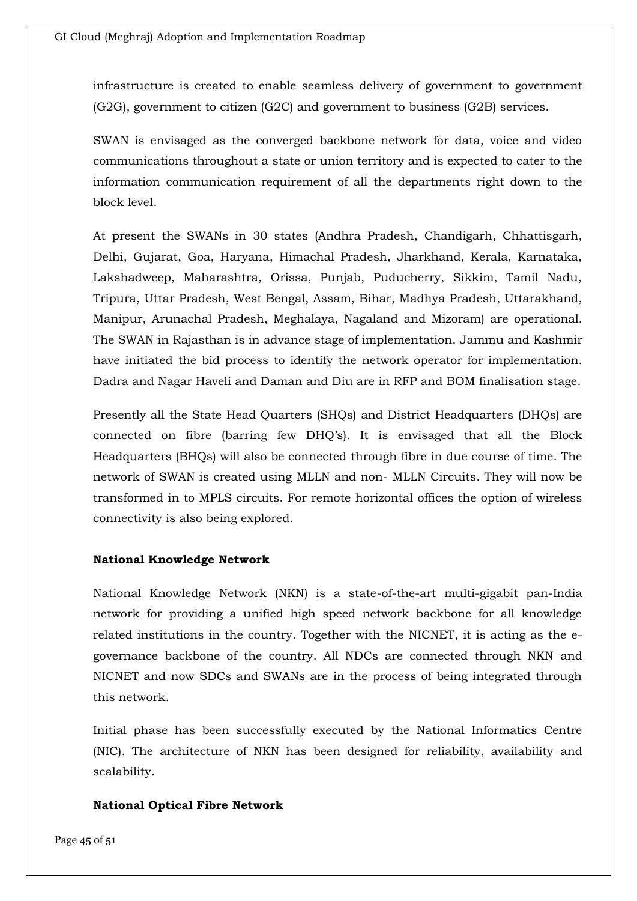infrastructure is created to enable seamless delivery of government to government (G2G), government to citizen (G2C) and government to business (G2B) services.

SWAN is envisaged as the converged backbone network for data, voice and video communications throughout a state or union territory and is expected to cater to the information communication requirement of all the departments right down to the block level.

At present the SWANs in 30 states (Andhra Pradesh, Chandigarh, Chhattisgarh, Delhi, Gujarat, Goa, Haryana, Himachal Pradesh, Jharkhand, Kerala, Karnataka, Lakshadweep, Maharashtra, Orissa, Punjab, Puducherry, Sikkim, Tamil Nadu, Tripura, Uttar Pradesh, West Bengal, Assam, Bihar, Madhya Pradesh, Uttarakhand, Manipur, Arunachal Pradesh, Meghalaya, Nagaland and Mizoram) are operational. The SWAN in Rajasthan is in advance stage of implementation. Jammu and Kashmir have initiated the bid process to identify the network operator for implementation. Dadra and Nagar Haveli and Daman and Diu are in RFP and BOM finalisation stage.

Presently all the State Head Quarters (SHQs) and District Headquarters (DHQs) are connected on fibre (barring few DHQ's). It is envisaged that all the Block Headquarters (BHQs) will also be connected through fibre in due course of time. The network of SWAN is created using MLLN and non- MLLN Circuits. They will now be transformed in to MPLS circuits. For remote horizontal offices the option of wireless connectivity is also being explored.

**National Knowledge Network**

National Knowledge Network (NKN) is a state-of-the-art multi-gigabit pan-India network for providing a unified high speed network backbone for all knowledge related institutions in the country. Together with the NICNET, it is acting as the e-governance backbone of the country. All NDCs are connected through NKN and NICNET and now SDCs and SWANs are in the process of being integrated through this network.

Initial phase has been successfully executed by the National Informatics Centre (NIC). The architecture of NKN has been designed for reliability, availability and scalability.

**National Optical Fibre Network**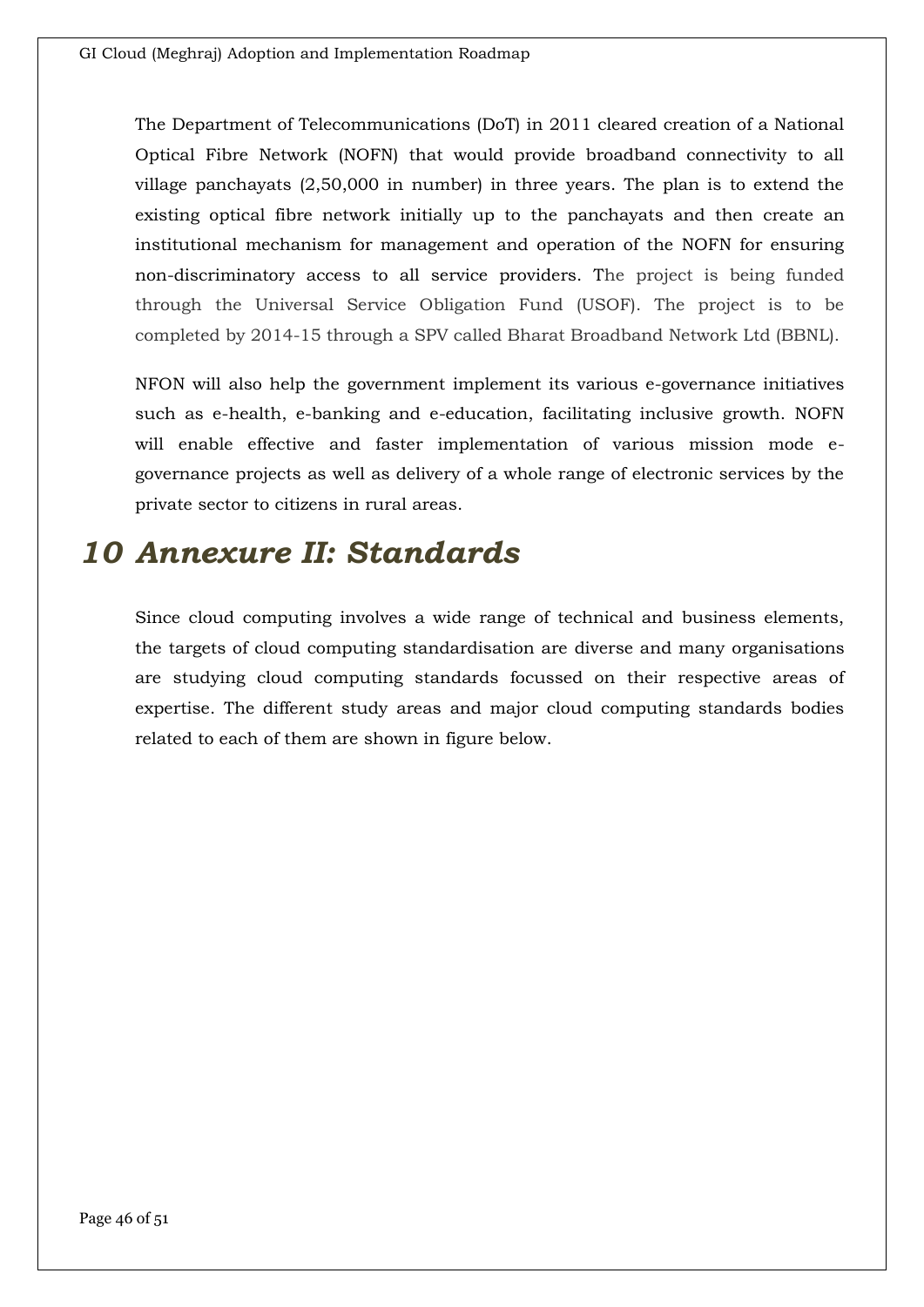The Department of Telecommunications (DoT) in 2011 cleared creation of a National Optical Fibre Network (NOFN) that would provide broadband connectivity to all village panchayats (2,50,000 in number) in three years. The plan is to extend the existing optical fibre network initially up to the panchayats and then create an institutional mechanism for management and operation of the NOFN for ensuring non-discriminatory access to all service providers. The project is being funded through the Universal Service Obligation Fund (USOF). The project is to be completed by 2014-15 through a SPV called Bharat Broadband Network Ltd (BBNL).

NFON will also help the government implement its various e-governance initiatives such as e-health, e-banking and e-education, facilitating inclusive growth. NOFN will enable effective and faster implementation of various mission mode e-governance projects as well as delivery of a whole range of electronic services by the private sector to citizens in rural areas.

# *10 Annexure II: Standards*

Since cloud computing involves a wide range of technical and business elements, the targets of cloud computing standardisation are diverse and many organisations are studying cloud computing standards focussed on their respective areas of expertise. The different study areas and major cloud computing standards bodies related to each of them are shown in figure below.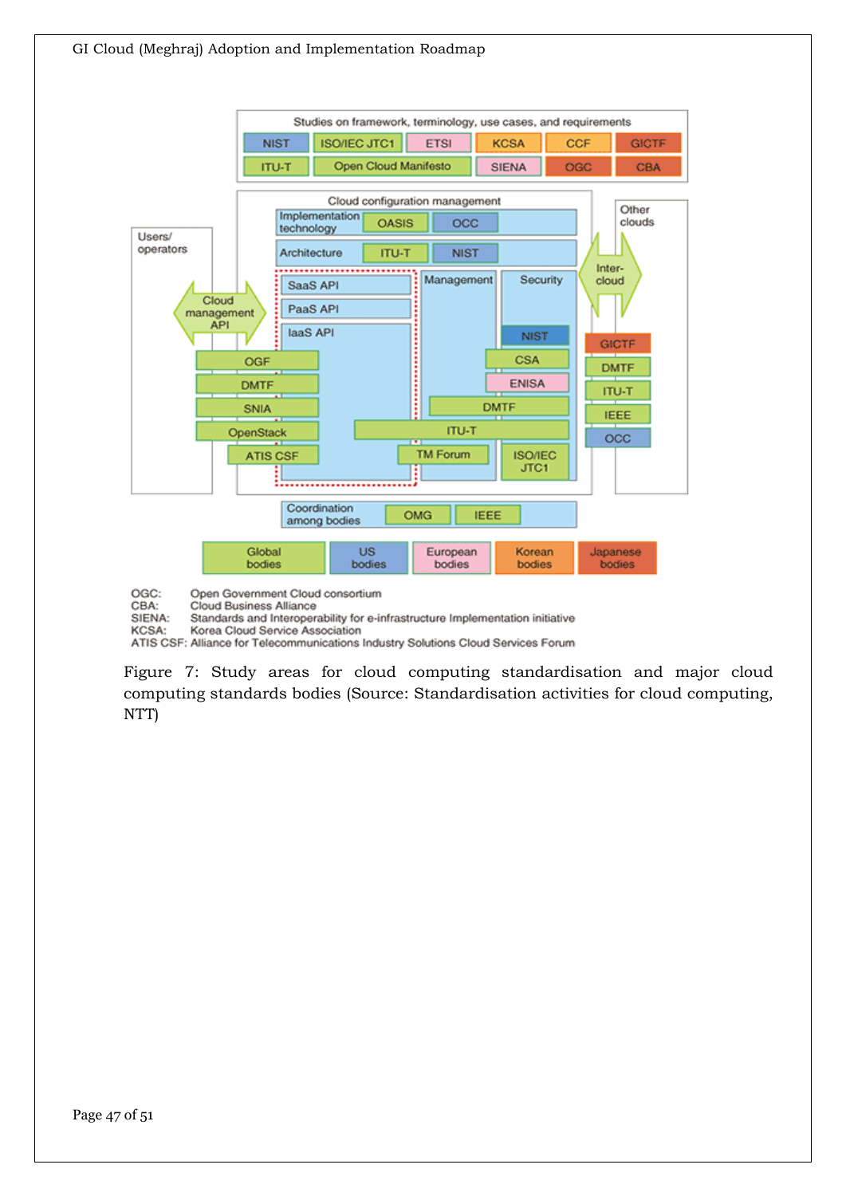OGC: Open Government Cloud consortium
CBA: Cloud Business Alliance
SIENA: Standards and Interoperability for e-infrastructure Implementation initiative
KCSA: Korea Cloud Service Association
ATIS CSF: Alliance for Telecommunications Industry Solutions Cloud Services Forum

Figure 7: Study areas for cloud computing standardisation and major cloud computing standards bodies (Source: Standardisation activities for cloud computing, NTT)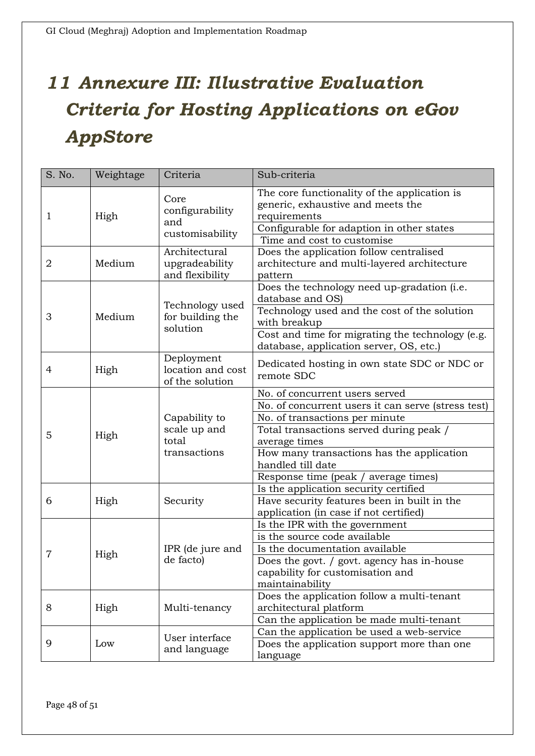# 11 Annexure III: Illustrative Evaluation Criteria for Hosting Applications on eGov AppStore

| S. No. | Weightage | Criteria | Sub-criteria |
|---|---|---|---|
| 1 | High | Core configurability and customisability | The core functionality of the application is generic, exhaustive and meets the requirements |
| | | | Configurable for adaption in other states |
| | | | Time and cost to customise |
| 2 | Medium | Architectural upgradeability and flexibility | Does the application follow centralised architecture and multi-layered architecture pattern |
| 3 | Medium | Technology used for building the solution | Does the technology need up-gradation (i.e. database and OS) |
| | | | Technology used and the cost of the solution with breakup |
| | | | Cost and time for migrating the technology (e.g. database, application server, OS, etc.) |
| 4 | High | Deployment location and cost of the solution | Dedicated hosting in own state SDC or NDC or remote SDC |
| 5 | High | Capability to scale up and total transactions | No. of concurrent users served |
| | | | No. of concurrent users it can serve (stress test) |
| | | | No. of transactions per minute |
| | | | Total transactions served during peak / average times |
| | | | How many transactions has the application handled till date |
| | | | Response time (peak / average times) |
| 6 | High | Security | Is the application security certified |
| | | | Have security features been in built in the application (in case if not certified) |
| 7 | High | IPR (de jure and de facto) | Is the IPR with the government |
| | | | is the source code available |
| | | | Is the documentation available |
| | | | Does the govt. / govt. agency has in-house capability for customisation and maintainability |
| 8 | High | Multi-tenancy | Does the application follow a multi-tenant architectural platform |
| | | | Can the application be made multi-tenant |
| 9 | Low | User interface and language | Can the application be used a web-service |
| | | | Does the application support more than one language |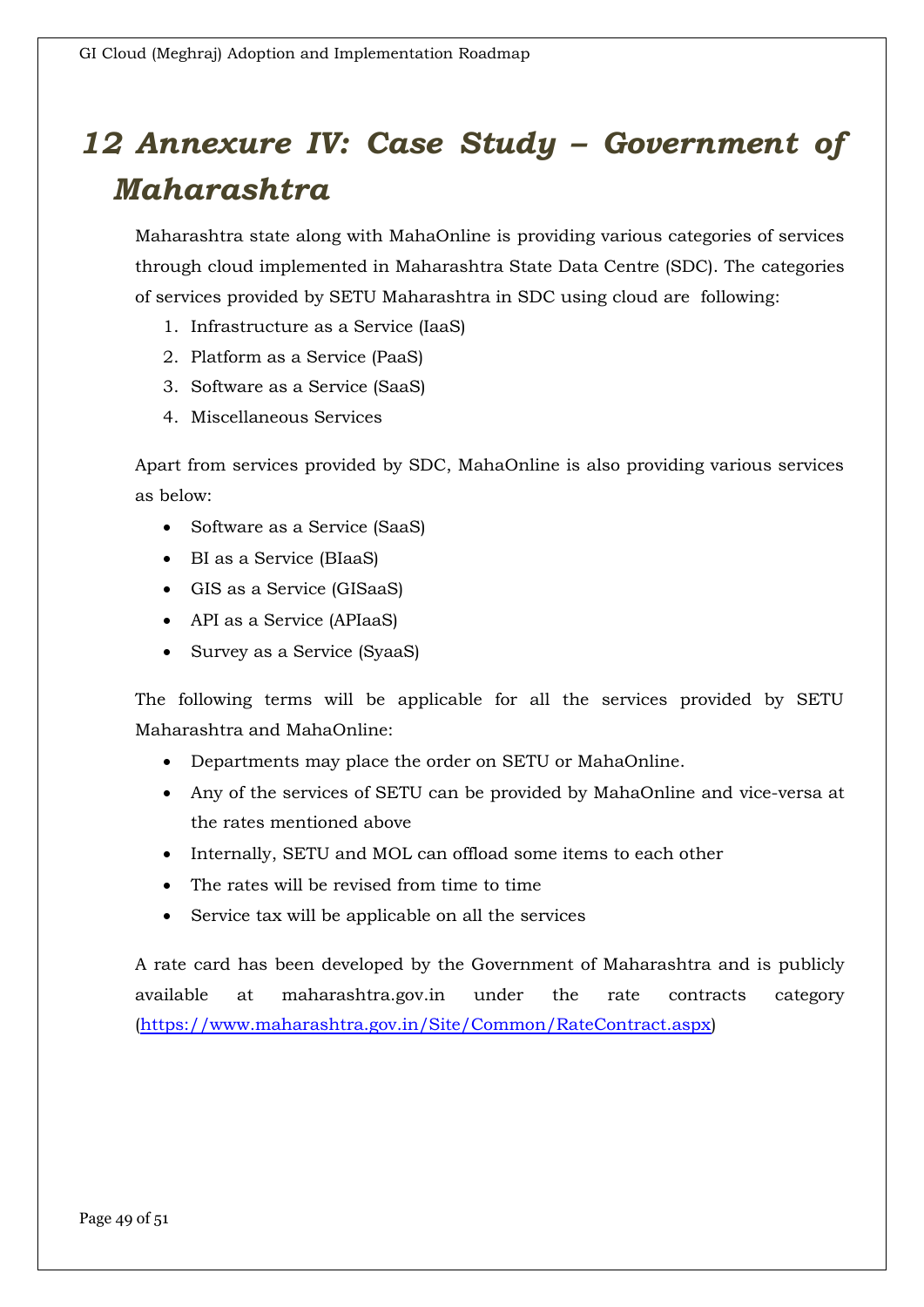# 12 Annexure IV: Case Study – Government of Maharashtra

Maharashtra state along with MahaOnline is providing various categories of services through cloud implemented in Maharashtra State Data Centre (SDC). The categories of services provided by SETU Maharashtra in SDC using cloud are following:

1. Infrastructure as a Service (IaaS)
2. Platform as a Service (PaaS)
3. Software as a Service (SaaS)
4. Miscellaneous Services

Apart from services provided by SDC, MahaOnline is also providing various services as below:

- Software as a Service (SaaS)
- BI as a Service (BIaaS)
- GIS as a Service (GISaaS)
- API as a Service (APIaaS)
- Survey as a Service (SyaaS)

The following terms will be applicable for all the services provided by SETU Maharashtra and MahaOnline:

- Departments may place the order on SETU or MahaOnline.
- Any of the services of SETU can be provided by MahaOnline and vice-versa at the rates mentioned above
- Internally, SETU and MOL can offload some items to each other
- The rates will be revised from time to time
- Service tax will be applicable on all the services

A rate card has been developed by the Government of Maharashtra and is publicly available at maharashtra.gov.in under the rate contracts category (https://www.maharashtra.gov.in/Site/Common/RateContract.aspx)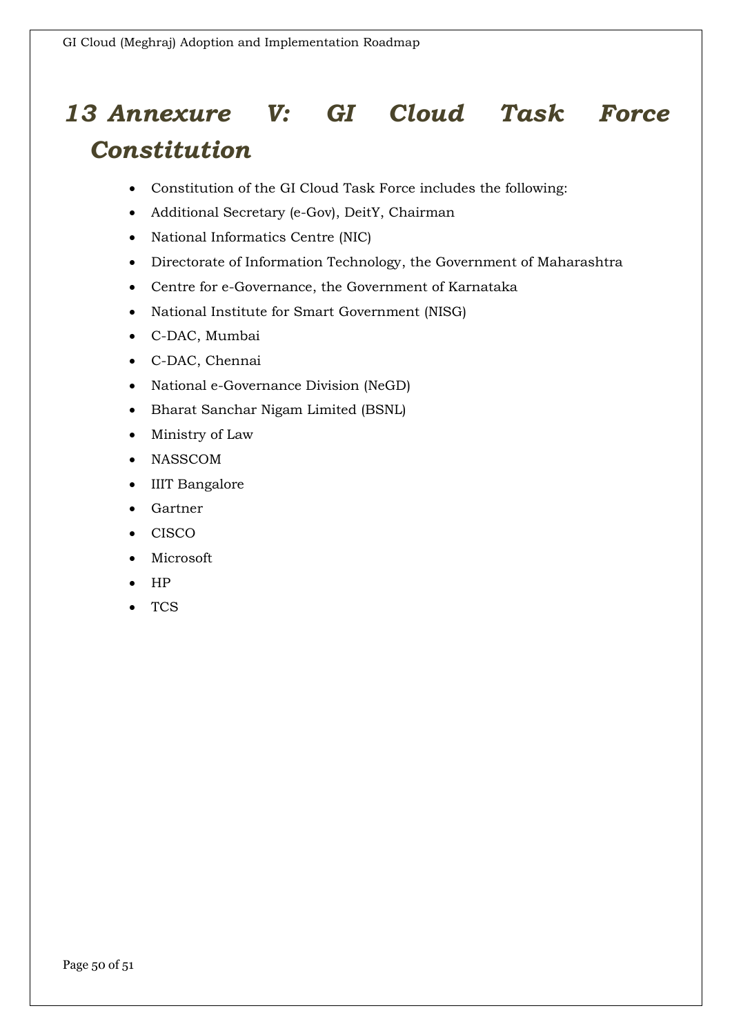# 13 Annexure V: GI Cloud Task Force Constitution

- Constitution of the GI Cloud Task Force includes the following:
- Additional Secretary (e-Gov), DeitY, Chairman
- National Informatics Centre (NIC)
- Directorate of Information Technology, the Government of Maharashtra
- Centre for e-Governance, the Government of Karnataka
- National Institute for Smart Government (NISG)
- C-DAC, Mumbai
- C-DAC, Chennai
- National e-Governance Division (NeGD)
- Bharat Sanchar Nigam Limited (BSNL)
- Ministry of Law
- NASSCOM
- IIIT Bangalore
- Gartner
- CISCO
- Microsoft
- HP
- TCS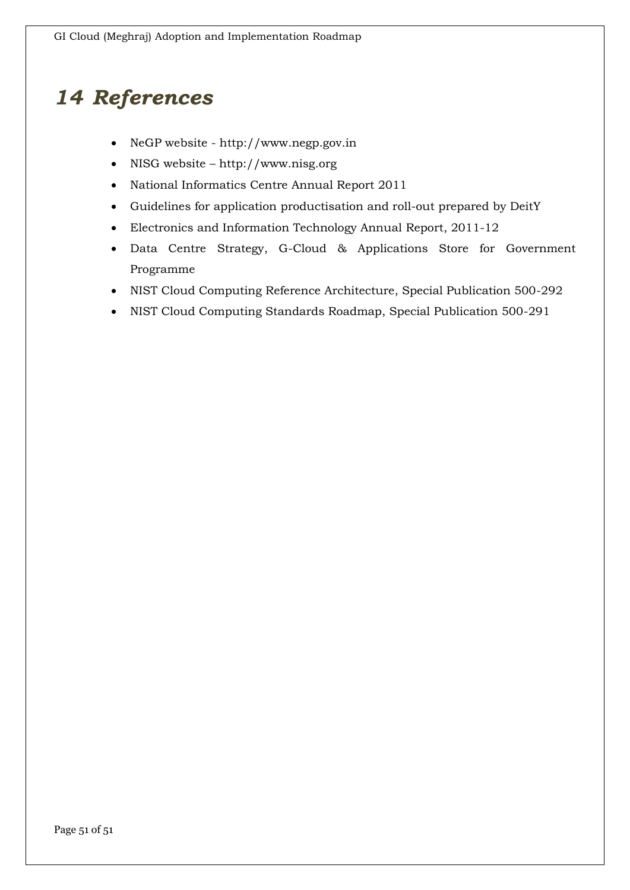# 14 References

- NeGP website - http://www.negp.gov.in
- NISG website – http://www.nisg.org
- National Informatics Centre Annual Report 2011
- Guidelines for application productisation and roll-out prepared by DeitY
- Electronics and Information Technology Annual Report, 2011-12
- Data Centre Strategy, G-Cloud & Applications Store for Government Programme
- NIST Cloud Computing Reference Architecture, Special Publication 500-292
- NIST Cloud Computing Standards Roadmap, Special Publication 500-291